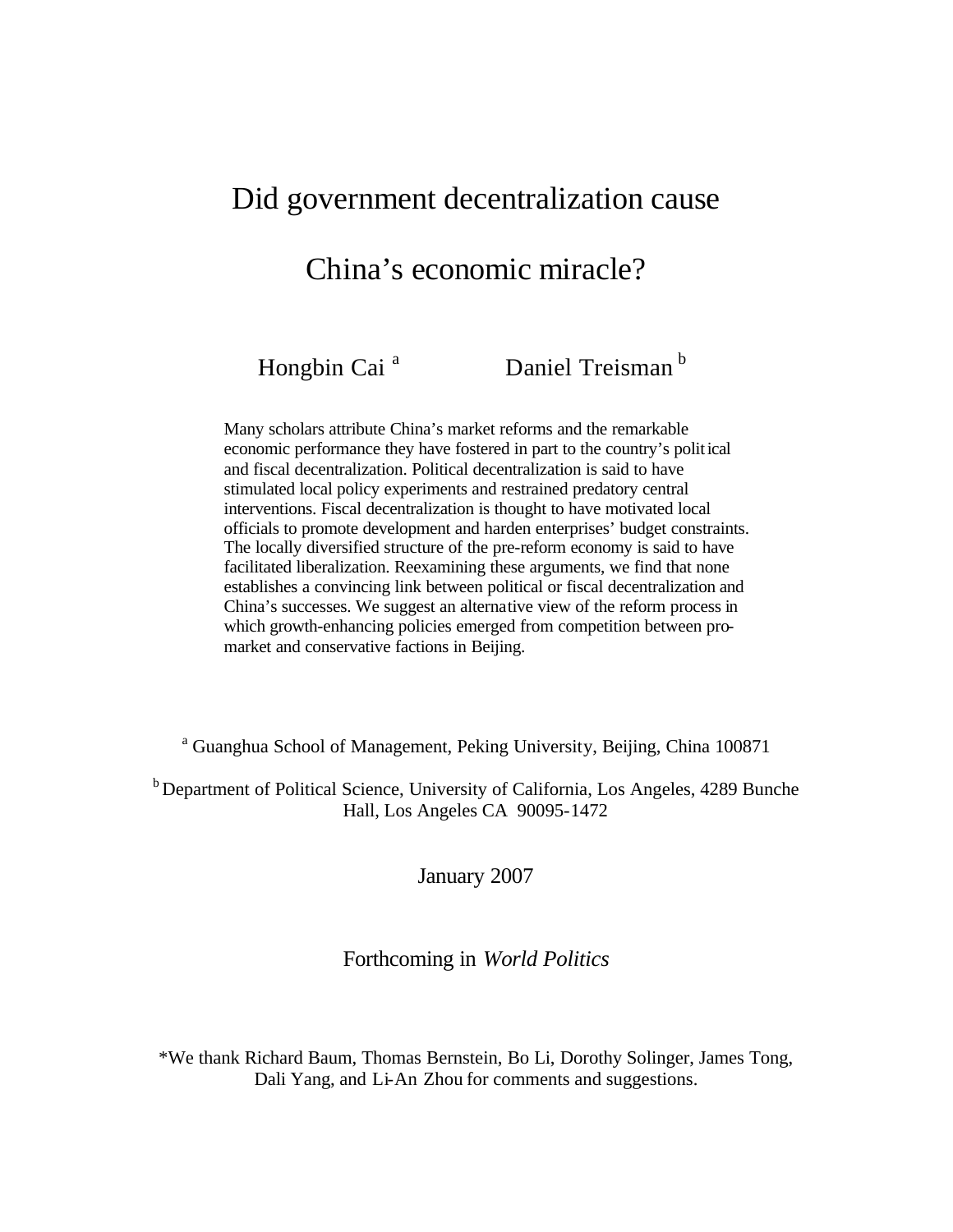# Did government decentralization cause China's economic miracle?

Hongbin Cai [a] Daniel Treisman [b]

Many scholars attribute China's market reforms and the remarkable economic performance they have fostered in part to the country's political and fiscal decentralization. Political decentralization is said to have stimulated local policy experiments and restrained predatory central interventions. Fiscal decentralization is thought to have motivated local officials to promote development and harden enterprises' budget constraints. The locally diversified structure of the pre-reform economy is said to have facilitated liberalization. Reexamining these arguments, we find that none establishes a convincing link between political or fiscal decentralization and China's successes. We suggest an alternative view of the reform process in which growth-enhancing policies emerged from competition between pro-market and conservative factions in Beijing.

[a] Guanghua School of Management, Peking University, Beijing, China 100871

[b] Department of Political Science, University of California, Los Angeles, 4289 Bunche Hall, Los Angeles CA 90095-1472

January 2007

Forthcoming in *World Politics*

*We thank Richard Baum, Thomas Bernstein, Bo Li, Dorothy Solinger, James Tong, Dali Yang, and Li-An Zhou for comments and suggestions.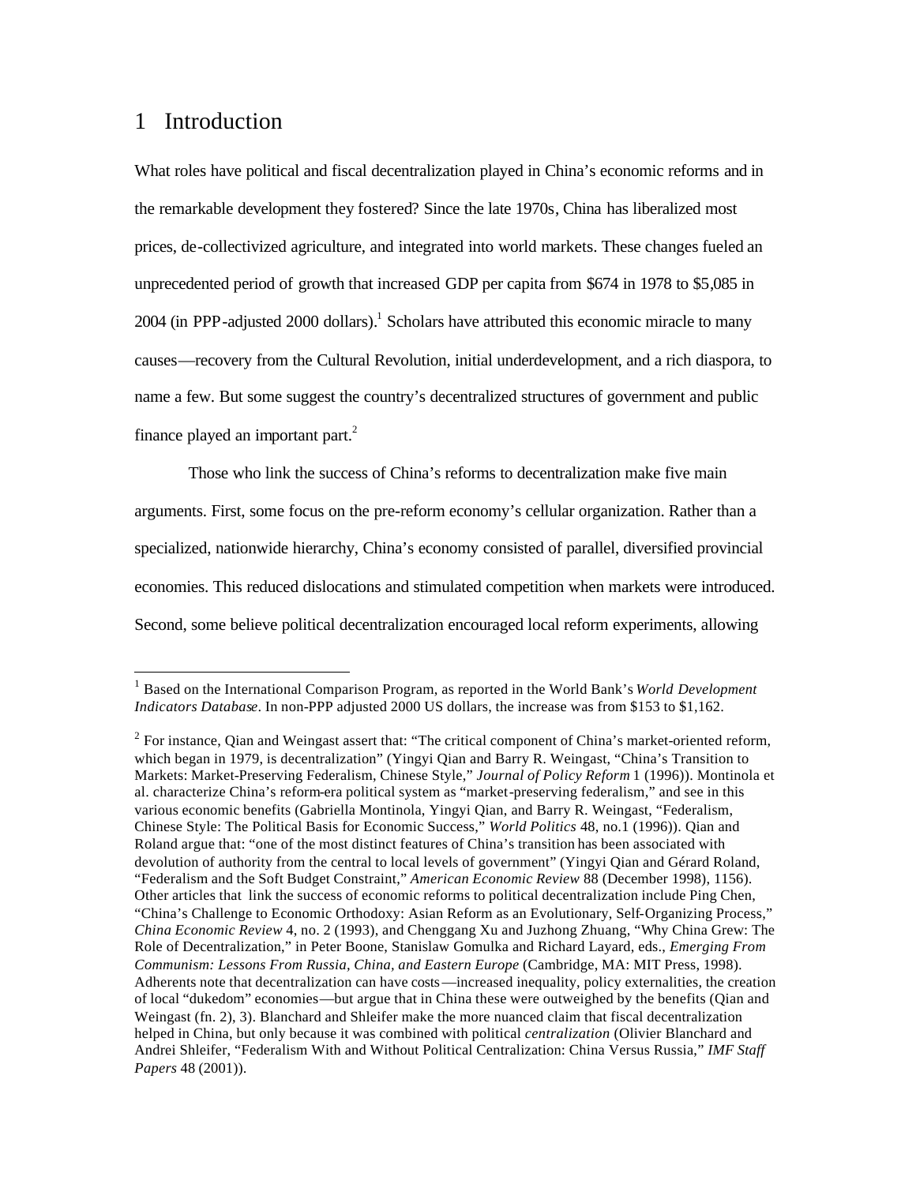# 1 Introduction

What roles have political and fiscal decentralization played in China's economic reforms and in the remarkable development they fostered? Since the late 1970s, China has liberalized most prices, de-collectivized agriculture, and integrated into world markets. These changes fueled an unprecedented period of growth that increased GDP per capita from $674 in 1978 to $5,085 in 2004 (in PPP-adjusted 2000 dollars).[1] Scholars have attributed this economic miracle to many causes—recovery from the Cultural Revolution, initial underdevelopment, and a rich diaspora, to name a few. But some suggest the country's decentralized structures of government and public finance played an important part.[2]

Those who link the success of China's reforms to decentralization make five main arguments. First, some focus on the pre-reform economy's cellular organization. Rather than a specialized, nationwide hierarchy, China's economy consisted of parallel, diversified provincial economies. This reduced dislocations and stimulated competition when markets were introduced. Second, some believe political decentralization encouraged local reform experiments, allowing

---

[1] Based on the International Comparison Program, as reported in the World Bank's *World Development Indicators Database*. In non-PPP adjusted 2000 US dollars, the increase was from $153 to $1,162.

[2] For instance, Qian and Weingast assert that: "The critical component of China's market-oriented reform, which began in 1979, is decentralization" (Yingyi Qian and Barry R. Weingast, "China's Transition to Markets: Market-Preserving Federalism, Chinese Style," *Journal of Policy Reform* 1 (1996)). Montinola et al. characterize China's reform-era political system as "market-preserving federalism," and see in this various economic benefits (Gabriella Montinola, Yingyi Qian, and Barry R. Weingast, "Federalism, Chinese Style: The Political Basis for Economic Success," *World Politics* 48, no.1 (1996)). Qian and Roland argue that: "one of the most distinct features of China's transition has been associated with devolution of authority from the central to local levels of government" (Yingyi Qian and Gérard Roland, "Federalism and the Soft Budget Constraint," *American Economic Review* 88 (December 1998), 1156). Other articles that link the success of economic reforms to political decentralization include Ping Chen, "China's Challenge to Economic Orthodoxy: Asian Reform as an Evolutionary, Self-Organizing Process," *China Economic Review* 4, no. 2 (1993), and Chenggang Xu and Juzhong Zhuang, "Why China Grew: The Role of Decentralization," in Peter Boone, Stanislaw Gomulka and Richard Layard, eds., *Emerging From Communism: Lessons From Russia, China, and Eastern Europe* (Cambridge, MA: MIT Press, 1998). Adherents note that decentralization can have costs—increased inequality, policy externalities, the creation of local "dukedom" economies—but argue that in China these were outweighed by the benefits (Qian and Weingast (fn. 2), 3). Blanchard and Shleifer make the more nuanced claim that fiscal decentralization helped in China, but only because it was combined with political *centralization* (Olivier Blanchard and Andrei Shleifer, "Federalism With and Without Political Centralization: China Versus Russia," *IMF Staff Papers* 48 (2001)).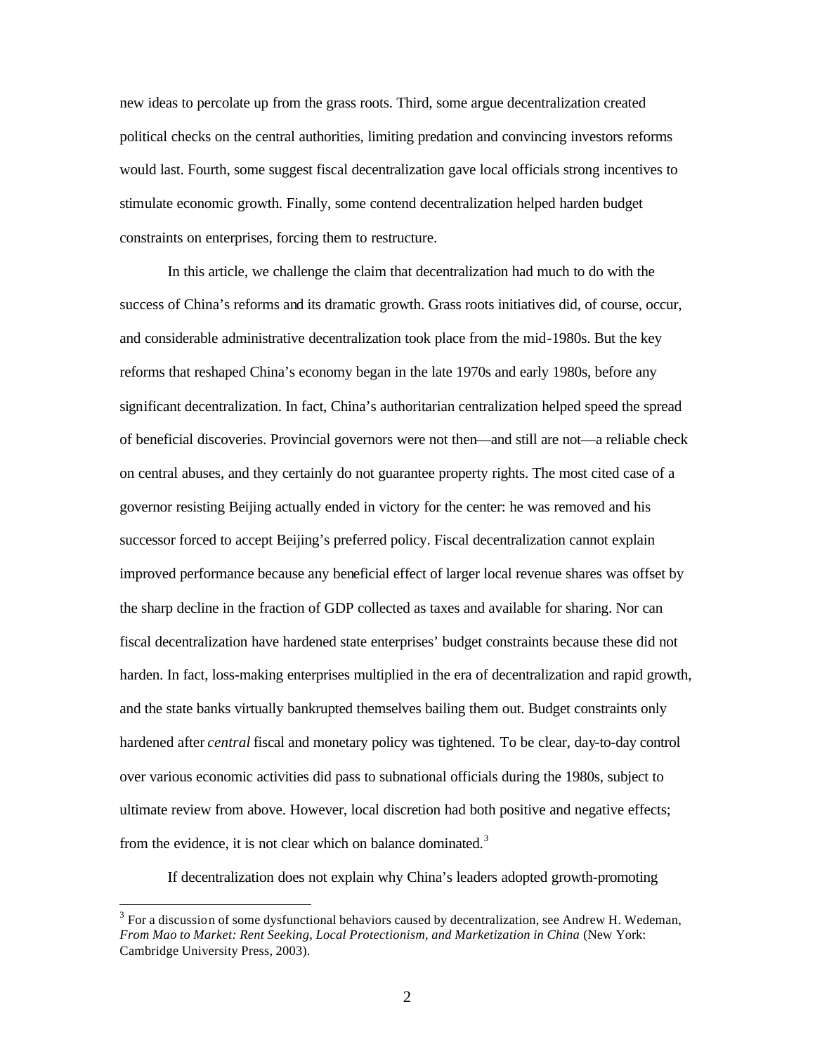new ideas to percolate up from the grass roots. Third, some argue decentralization created political checks on the central authorities, limiting predation and convincing investors reforms would last. Fourth, some suggest fiscal decentralization gave local officials strong incentives to stimulate economic growth. Finally, some contend decentralization helped harden budget constraints on enterprises, forcing them to restructure.

In this article, we challenge the claim that decentralization had much to do with the success of China's reforms and its dramatic growth. Grass roots initiatives did, of course, occur, and considerable administrative decentralization took place from the mid-1980s. But the key reforms that reshaped China's economy began in the late 1970s and early 1980s, before any significant decentralization. In fact, China's authoritarian centralization helped speed the spread of beneficial discoveries. Provincial governors were not then—and still are not—a reliable check on central abuses, and they certainly do not guarantee property rights. The most cited case of a governor resisting Beijing actually ended in victory for the center: he was removed and his successor forced to accept Beijing's preferred policy. Fiscal decentralization cannot explain improved performance because any beneficial effect of larger local revenue shares was offset by the sharp decline in the fraction of GDP collected as taxes and available for sharing. Nor can fiscal decentralization have hardened state enterprises' budget constraints because these did not harden. In fact, loss-making enterprises multiplied in the era of decentralization and rapid growth, and the state banks virtually bankrupted themselves bailing them out. Budget constraints only hardened after *central* fiscal and monetary policy was tightened. To be clear, day-to-day control over various economic activities did pass to subnational officials during the 1980s, subject to ultimate review from above. However, local discretion had both positive and negative effects; from the evidence, it is not clear which on balance dominated.[3]

If decentralization does not explain why China's leaders adopted growth-promoting

[3] For a discussion of some dysfunctional behaviors caused by decentralization, see Andrew H. Wedeman, *From Mao to Market: Rent Seeking, Local Protectionism, and Marketization in China* (New York: Cambridge University Press, 2003).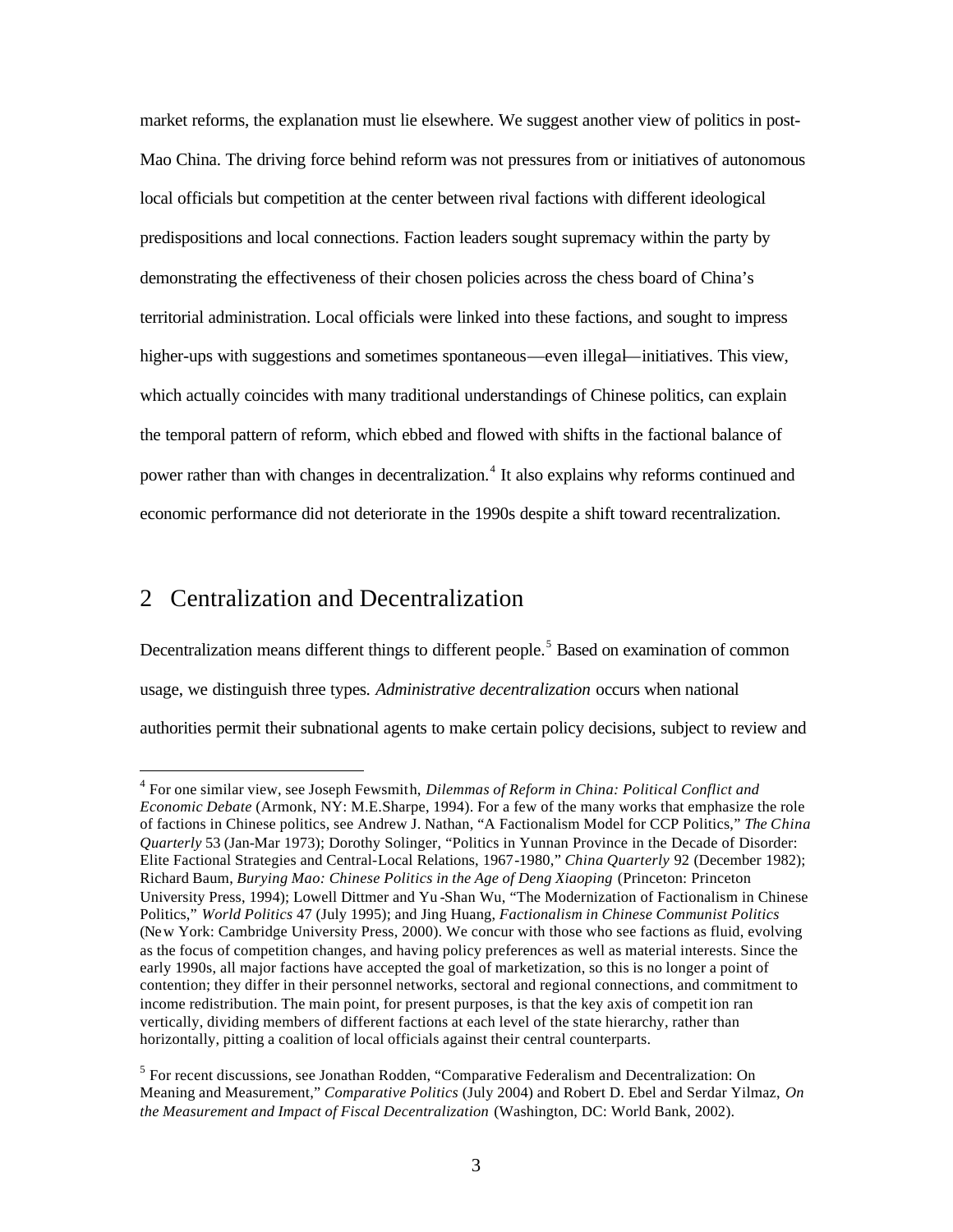market reforms, the explanation must lie elsewhere. We suggest another view of politics in post-Mao China. The driving force behind reform was not pressures from or initiatives of autonomous local officials but competition at the center between rival factions with different ideological predispositions and local connections. Faction leaders sought supremacy within the party by demonstrating the effectiveness of their chosen policies across the chess board of China's territorial administration. Local officials were linked into these factions, and sought to impress higher-ups with suggestions and sometimes spontaneous—even illegal—initiatives. This view, which actually coincides with many traditional understandings of Chinese politics, can explain the temporal pattern of reform, which ebbed and flowed with shifts in the factional balance of power rather than with changes in decentralization.[4] It also explains why reforms continued and economic performance did not deteriorate in the 1990s despite a shift toward recentralization.

## 2 Centralization and Decentralization

Decentralization means different things to different people.[5] Based on examination of common usage, we distinguish three types. *Administrative decentralization* occurs when national authorities permit their subnational agents to make certain policy decisions, subject to review and

---

[4] For one similar view, see Joseph Fewsmith, *Dilemmas of Reform in China: Political Conflict and Economic Debate* (Armonk, NY: M.E.Sharpe, 1994). For a few of the many works that emphasize the role of factions in Chinese politics, see Andrew J. Nathan, "A Factionalism Model for CCP Politics," *The China Quarterly* 53 (Jan-Mar 1973); Dorothy Solinger, "Politics in Yunnan Province in the Decade of Disorder: Elite Factional Strategies and Central-Local Relations, 1967-1980," *China Quarterly* 92 (December 1982); Richard Baum, *Burying Mao: Chinese Politics in the Age of Deng Xiaoping* (Princeton: Princeton University Press, 1994); Lowell Dittmer and Yu-Shan Wu, "The Modernization of Factionalism in Chinese Politics," *World Politics* 47 (July 1995); and Jing Huang, *Factionalism in Chinese Communist Politics* (New York: Cambridge University Press, 2000). We concur with those who see factions as fluid, evolving as the focus of competition changes, and having policy preferences as well as material interests. Since the early 1990s, all major factions have accepted the goal of marketization, so this is no longer a point of contention; they differ in their personnel networks, sectoral and regional connections, and commitment to income redistribution. The main point, for present purposes, is that the key axis of competition ran vertically, dividing members of different factions at each level of the state hierarchy, rather than horizontally, pitting a coalition of local officials against their central counterparts.

[5] For recent discussions, see Jonathan Rodden, "Comparative Federalism and Decentralization: On Meaning and Measurement," *Comparative Politics* (July 2004) and Robert D. Ebel and Serdar Yilmaz, *On the Measurement and Impact of Fiscal Decentralization* (Washington, DC: World Bank, 2002).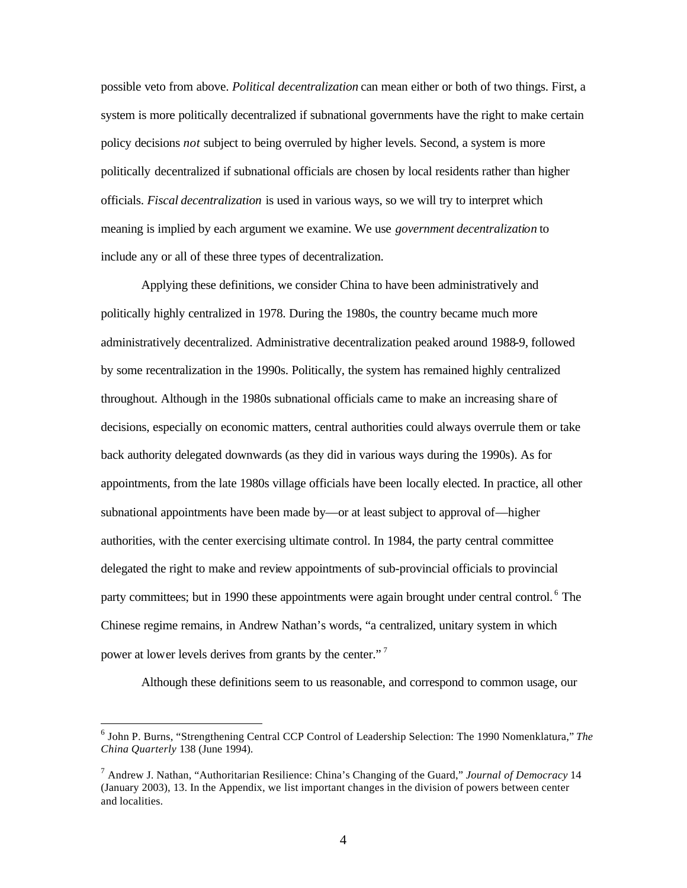possible veto from above. *Political decentralization* can mean either or both of two things. First, a system is more politically decentralized if subnational governments have the right to make certain policy decisions *not* subject to being overruled by higher levels. Second, a system is more politically decentralized if subnational officials are chosen by local residents rather than higher officials. *Fiscal decentralization* is used in various ways, so we will try to interpret which meaning is implied by each argument we examine. We use *government decentralization* to include any or all of these three types of decentralization.

Applying these definitions, we consider China to have been administratively and politically highly centralized in 1978. During the 1980s, the country became much more administratively decentralized. Administrative decentralization peaked around 1988-9, followed by some recentralization in the 1990s. Politically, the system has remained highly centralized throughout. Although in the 1980s subnational officials came to make an increasing share of decisions, especially on economic matters, central authorities could always overrule them or take back authority delegated downwards (as they did in various ways during the 1990s). As for appointments, from the late 1980s village officials have been locally elected. In practice, all other subnational appointments have been made by—or at least subject to approval of—higher authorities, with the center exercising ultimate control. In 1984, the party central committee delegated the right to make and review appointments of sub-provincial officials to provincial party committees; but in 1990 these appointments were again brought under central control.[6] The Chinese regime remains, in Andrew Nathan's words, "a centralized, unitary system in which power at lower levels derives from grants by the center."[7]

Although these definitions seem to us reasonable, and correspond to common usage, our

---

[6] John P. Burns, "Strengthening Central CCP Control of Leadership Selection: The 1990 Nomenklatura," *The China Quarterly* 138 (June 1994).

[7] Andrew J. Nathan, "Authoritarian Resilience: China's Changing of the Guard," *Journal of Democracy* 14 (January 2003), 13. In the Appendix, we list important changes in the division of powers between center and localities.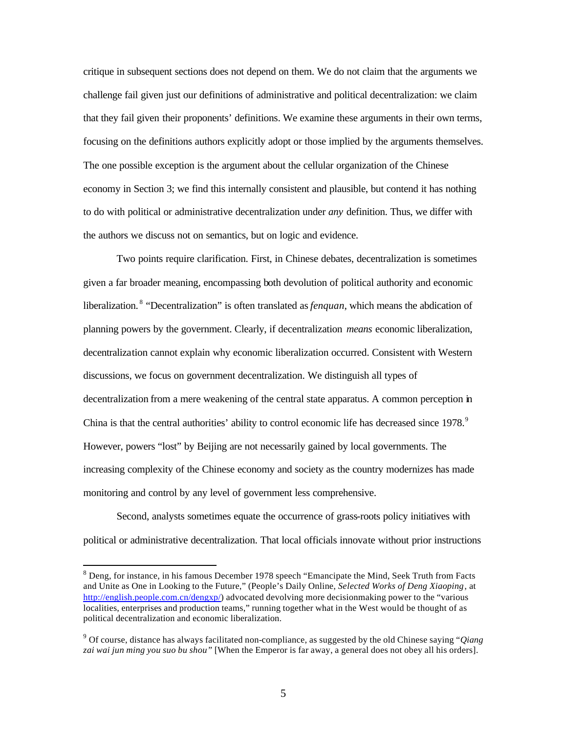critique in subsequent sections does not depend on them. We do not claim that the arguments we challenge fail given just our definitions of administrative and political decentralization: we claim that they fail given their proponents' definitions. We examine these arguments in their own terms, focusing on the definitions authors explicitly adopt or those implied by the arguments themselves. The one possible exception is the argument about the cellular organization of the Chinese economy in Section 3; we find this internally consistent and plausible, but contend it has nothing to do with political or administrative decentralization under *any* definition. Thus, we differ with the authors we discuss not on semantics, but on logic and evidence.

Two points require clarification. First, in Chinese debates, decentralization is sometimes given a far broader meaning, encompassing both devolution of political authority and economic liberalization.[8] "Decentralization" is often translated as *fenquan*, which means the abdication of planning powers by the government. Clearly, if decentralization *means* economic liberalization, decentralization cannot explain why economic liberalization occurred. Consistent with Western discussions, we focus on government decentralization. We distinguish all types of decentralization from a mere weakening of the central state apparatus. A common perception in China is that the central authorities' ability to control economic life has decreased since 1978.[9] However, powers "lost" by Beijing are not necessarily gained by local governments. The increasing complexity of the Chinese economy and society as the country modernizes has made monitoring and control by any level of government less comprehensive.

Second, analysts sometimes equate the occurrence of grass-roots policy initiatives with political or administrative decentralization. That local officials innovate without prior instructions

---

[8] Deng, for instance, in his famous December 1978 speech "Emancipate the Mind, Seek Truth from Facts and Unite as One in Looking to the Future," (People's Daily Online, *Selected Works of Deng Xiaoping*, at http://english.people.com.cn/dengxp/) advocated devolving more decisionmaking power to the "various localities, enterprises and production teams," running together what in the West would be thought of as political decentralization and economic liberalization.

[9] Of course, distance has always facilitated non-compliance, as suggested by the old Chinese saying "*Qiang zai wai jun ming you suo bu shou*" [When the Emperor is far away, a general does not obey all his orders].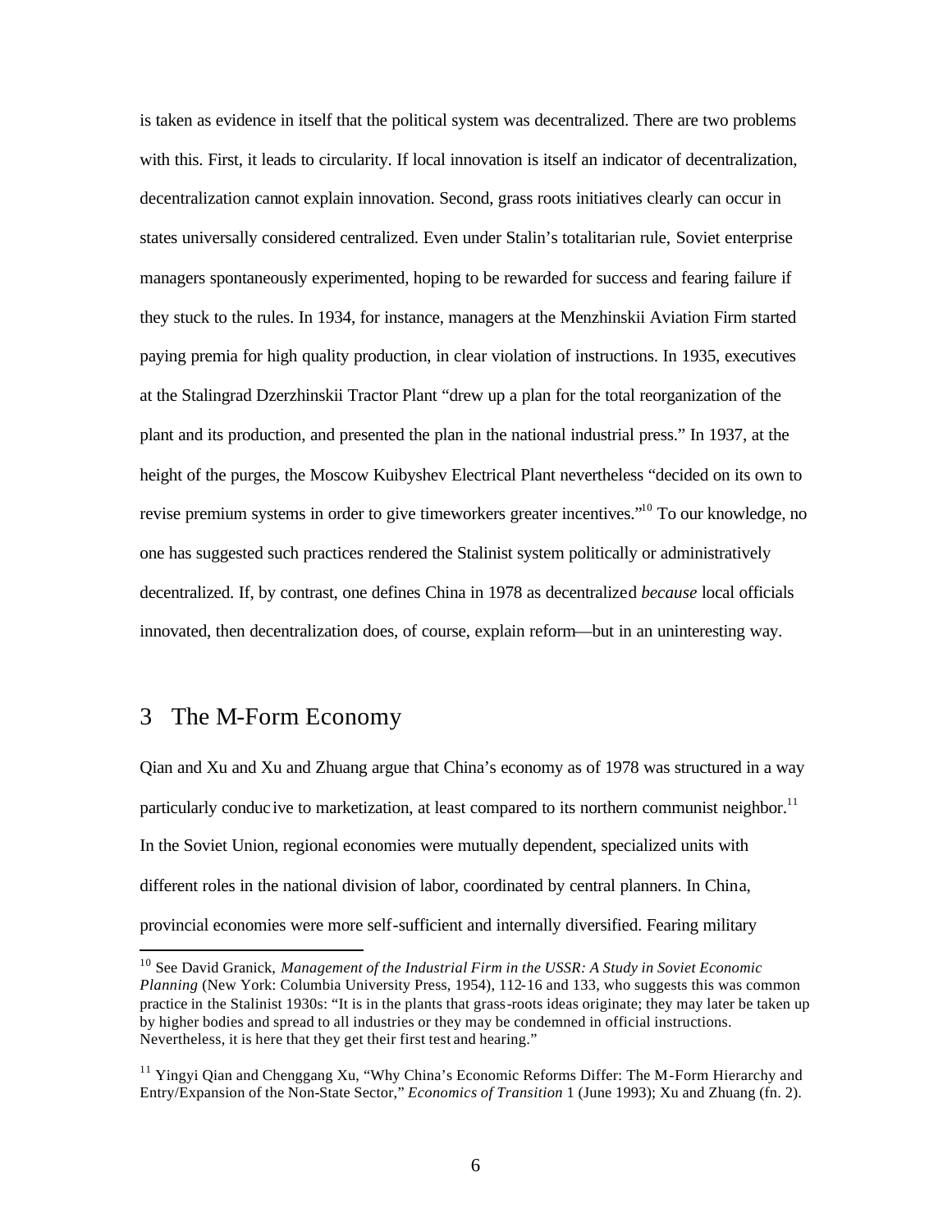is taken as evidence in itself that the political system was decentralized. There are two problems with this. First, it leads to circularity. If local innovation is itself an indicator of decentralization, decentralization cannot explain innovation. Second, grass roots initiatives clearly can occur in states universally considered centralized. Even under Stalin's totalitarian rule, Soviet enterprise managers spontaneously experimented, hoping to be rewarded for success and fearing failure if they stuck to the rules. In 1934, for instance, managers at the Menzhinskii Aviation Firm started paying premia for high quality production, in clear violation of instructions. In 1935, executives at the Stalingrad Dzerzhinskii Tractor Plant "drew up a plan for the total reorganization of the plant and its production, and presented the plan in the national industrial press." In 1937, at the height of the purges, the Moscow Kuibyshev Electrical Plant nevertheless "decided on its own to revise premium systems in order to give timeworkers greater incentives."[10] To our knowledge, no one has suggested such practices rendered the Stalinist system politically or administratively decentralized. If, by contrast, one defines China in 1978 as decentralized *because* local officials innovated, then decentralization does, of course, explain reform—but in an uninteresting way.

## 3 The M-Form Economy

Qian and Xu and Xu and Zhuang argue that China's economy as of 1978 was structured in a way particularly conducive to marketization, at least compared to its northern communist neighbor.[11] In the Soviet Union, regional economies were mutually dependent, specialized units with different roles in the national division of labor, coordinated by central planners. In China, provincial economies were more self-sufficient and internally diversified. Fearing military

---

[10] See David Granick, *Management of the Industrial Firm in the USSR: A Study in Soviet Economic Planning* (New York: Columbia University Press, 1954), 112-16 and 133, who suggests this was common practice in the Stalinist 1930s: "It is in the plants that grass-roots ideas originate; they may later be taken up by higher bodies and spread to all industries or they may be condemned in official instructions. Nevertheless, it is here that they get their first test and hearing."

[11] Yingyi Qian and Chenggang Xu, "Why China's Economic Reforms Differ: The M-Form Hierarchy and Entry/Expansion of the Non-State Sector," *Economics of Transition* 1 (June 1993); Xu and Zhuang (fn. 2).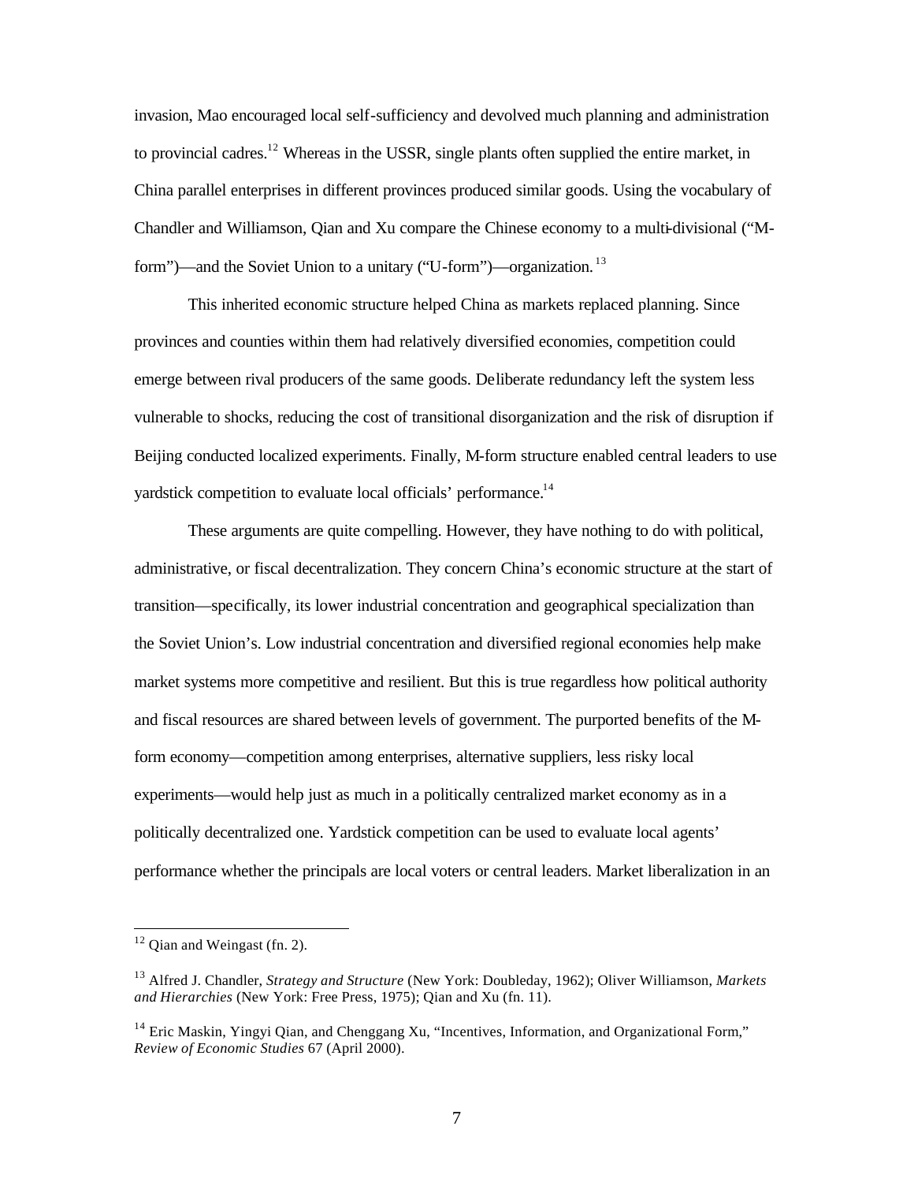invasion, Mao encouraged local self-sufficiency and devolved much planning and administration to provincial cadres.[12] Whereas in the USSR, single plants often supplied the entire market, in China parallel enterprises in different provinces produced similar goods. Using the vocabulary of Chandler and Williamson, Qian and Xu compare the Chinese economy to a multi-divisional ("M-form")—and the Soviet Union to a unitary ("U-form")—organization.[13]

This inherited economic structure helped China as markets replaced planning. Since provinces and counties within them had relatively diversified economies, competition could emerge between rival producers of the same goods. Deliberate redundancy left the system less vulnerable to shocks, reducing the cost of transitional disorganization and the risk of disruption if Beijing conducted localized experiments. Finally, M-form structure enabled central leaders to use yardstick competition to evaluate local officials' performance.[14]

These arguments are quite compelling. However, they have nothing to do with political, administrative, or fiscal decentralization. They concern China's economic structure at the start of transition—specifically, its lower industrial concentration and geographical specialization than the Soviet Union's. Low industrial concentration and diversified regional economies help make market systems more competitive and resilient. But this is true regardless how political authority and fiscal resources are shared between levels of government. The purported benefits of the M-form economy—competition among enterprises, alternative suppliers, less risky local experiments—would help just as much in a politically centralized market economy as in a politically decentralized one. Yardstick competition can be used to evaluate local agents' performance whether the principals are local voters or central leaders. Market liberalization in an

---

[12] Qian and Weingast (fn. 2).

[13] Alfred J. Chandler, *Strategy and Structure* (New York: Doubleday, 1962); Oliver Williamson, *Markets and Hierarchies* (New York: Free Press, 1975); Qian and Xu (fn. 11).

[14] Eric Maskin, Yingyi Qian, and Chenggang Xu, "Incentives, Information, and Organizational Form," *Review of Economic Studies* 67 (April 2000).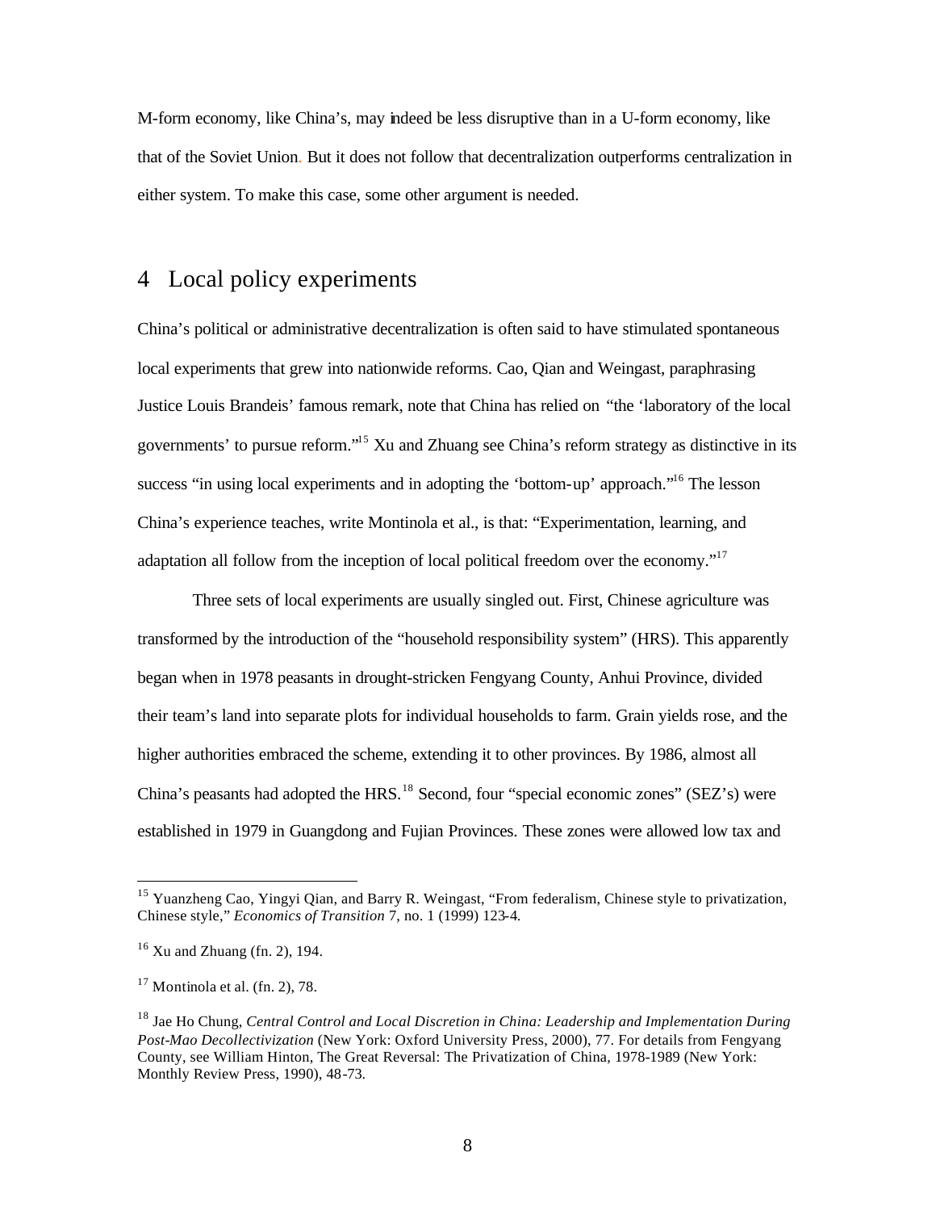M-form economy, like China's, may indeed be less disruptive than in a U-form economy, like that of the Soviet Union. But it does not follow that decentralization outperforms centralization in either system. To make this case, some other argument is needed.

## 4 Local policy experiments

China's political or administrative decentralization is often said to have stimulated spontaneous local experiments that grew into nationwide reforms. Cao, Qian and Weingast, paraphrasing Justice Louis Brandeis' famous remark, note that China has relied on "the 'laboratory of the local governments' to pursue reform."[15] Xu and Zhuang see China's reform strategy as distinctive in its success "in using local experiments and in adopting the 'bottom-up' approach."[16] The lesson China's experience teaches, write Montinola et al., is that: "Experimentation, learning, and adaptation all follow from the inception of local political freedom over the economy."[17]

Three sets of local experiments are usually singled out. First, Chinese agriculture was transformed by the introduction of the "household responsibility system" (HRS). This apparently began when in 1978 peasants in drought-stricken Fengyang County, Anhui Province, divided their team's land into separate plots for individual households to farm. Grain yields rose, and the higher authorities embraced the scheme, extending it to other provinces. By 1986, almost all China's peasants had adopted the HRS.[18] Second, four "special economic zones" (SEZ's) were established in 1979 in Guangdong and Fujian Provinces. These zones were allowed low tax and

---

[15] Yuanzheng Cao, Yingyi Qian, and Barry R. Weingast, "From federalism, Chinese style to privatization, Chinese style," *Economics of Transition* 7, no. 1 (1999) 123-4.

[16] Xu and Zhuang (fn. 2), 194.

[17] Montinola et al. (fn. 2), 78.

[18] Jae Ho Chung, *Central Control and Local Discretion in China: Leadership and Implementation During Post-Mao Decollectivization* (New York: Oxford University Press, 2000), 77. For details from Fengyang County, see William Hinton, The Great Reversal: The Privatization of China, 1978-1989 (New York: Monthly Review Press, 1990), 48-73.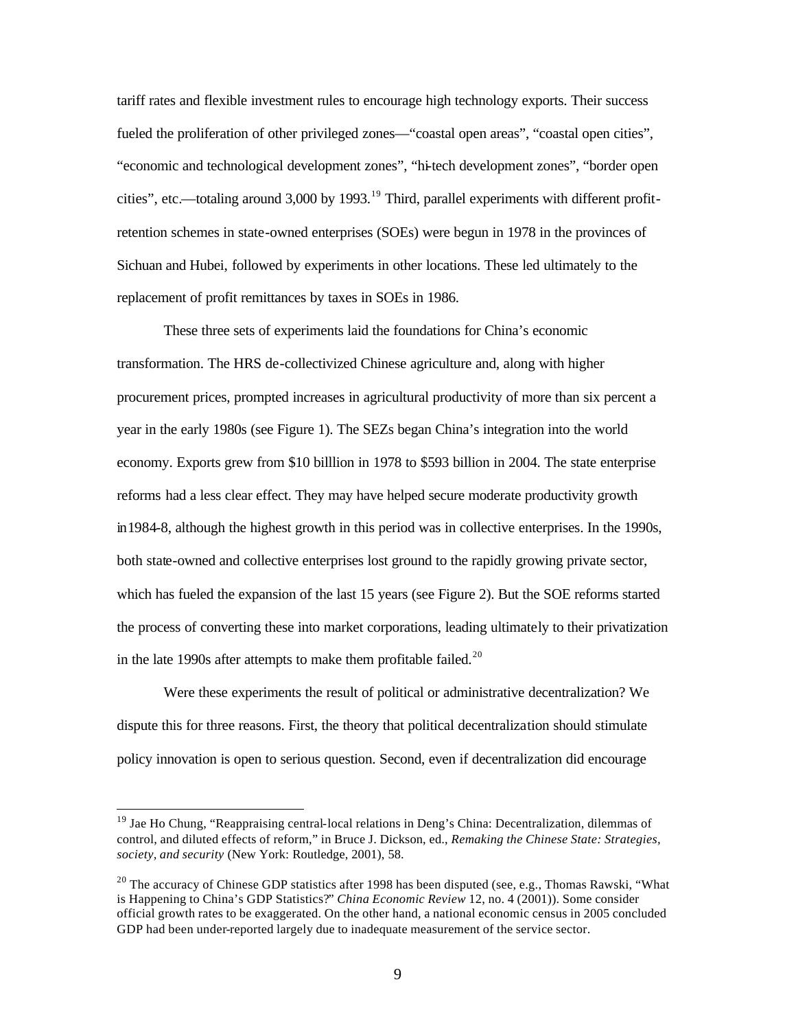tariff rates and flexible investment rules to encourage high technology exports. Their success fueled the proliferation of other privileged zones—"coastal open areas", "coastal open cities", "economic and technological development zones", "hi-tech development zones", "border open cities", etc.—totaling around 3,000 by 1993.[19] Third, parallel experiments with different profit-retention schemes in state-owned enterprises (SOEs) were begun in 1978 in the provinces of Sichuan and Hubei, followed by experiments in other locations. These led ultimately to the replacement of profit remittances by taxes in SOEs in 1986.

These three sets of experiments laid the foundations for China's economic transformation. The HRS de-collectivized Chinese agriculture and, along with higher procurement prices, prompted increases in agricultural productivity of more than six percent a year in the early 1980s (see Figure 1). The SEZs began China's integration into the world economy. Exports grew from $10 billlion in 1978 to $593 billion in 2004. The state enterprise reforms had a less clear effect. They may have helped secure moderate productivity growth in1984-8, although the highest growth in this period was in collective enterprises. In the 1990s, both state-owned and collective enterprises lost ground to the rapidly growing private sector, which has fueled the expansion of the last 15 years (see Figure 2). But the SOE reforms started the process of converting these into market corporations, leading ultimately to their privatization in the late 1990s after attempts to make them profitable failed.[20]

Were these experiments the result of political or administrative decentralization? We dispute this for three reasons. First, the theory that political decentralization should stimulate policy innovation is open to serious question. Second, even if decentralization did encourage

---

[19] Jae Ho Chung, "Reappraising central-local relations in Deng's China: Decentralization, dilemmas of control, and diluted effects of reform," in Bruce J. Dickson, ed., *Remaking the Chinese State: Strategies, society, and security* (New York: Routledge, 2001), 58.

[20] The accuracy of Chinese GDP statistics after 1998 has been disputed (see, e.g., Thomas Rawski, "What is Happening to China's GDP Statistics?" *China Economic Review* 12, no. 4 (2001)). Some consider official growth rates to be exaggerated. On the other hand, a national economic census in 2005 concluded GDP had been under-reported largely due to inadequate measurement of the service sector.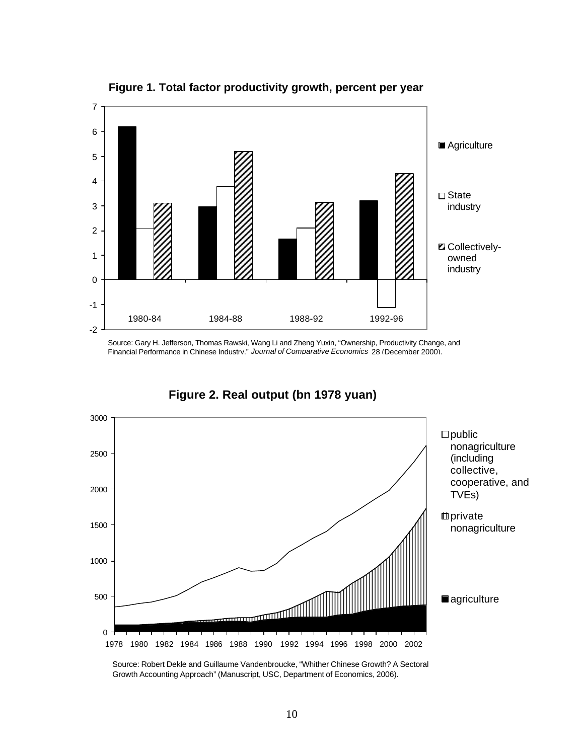**Figure 1. Total factor productivity growth, percent per year**

Source: Gary H. Jefferson, Thomas Rawski, Wang Li and Zheng Yuxin, "Ownership, Productivity Change, and Financial Performance in Chinese Industry," *Journal of Comparative Economics* 28 (December 2000).

**Figure 2. Real output (bn 1978 yuan)**

Source: Robert Dekle and Guillaume Vandenbroucke, "Whither Chinese Growth? A Sectoral Growth Accounting Approach" (Manuscript, USC, Department of Economics, 2006).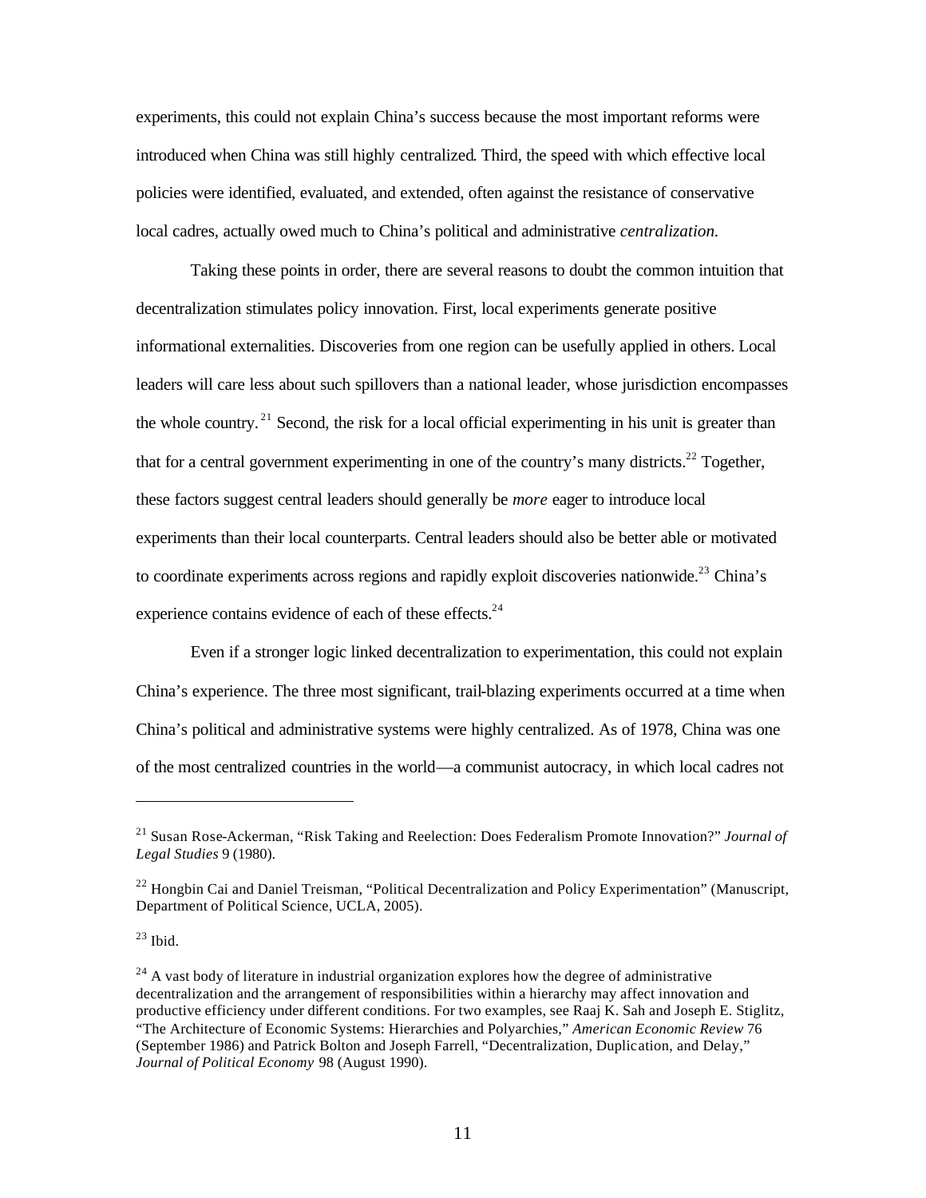experiments, this could not explain China's success because the most important reforms were introduced when China was still highly centralized. Third, the speed with which effective local policies were identified, evaluated, and extended, often against the resistance of conservative local cadres, actually owed much to China's political and administrative *centralization*.

Taking these points in order, there are several reasons to doubt the common intuition that decentralization stimulates policy innovation. First, local experiments generate positive informational externalities. Discoveries from one region can be usefully applied in others. Local leaders will care less about such spillovers than a national leader, whose jurisdiction encompasses the whole country.[21] Second, the risk for a local official experimenting in his unit is greater than that for a central government experimenting in one of the country's many districts.[22] Together, these factors suggest central leaders should generally be *more* eager to introduce local experiments than their local counterparts. Central leaders should also be better able or motivated to coordinate experiments across regions and rapidly exploit discoveries nationwide.[23] China's experience contains evidence of each of these effects.[24]

Even if a stronger logic linked decentralization to experimentation, this could not explain China's experience. The three most significant, trail-blazing experiments occurred at a time when China's political and administrative systems were highly centralized. As of 1978, China was one of the most centralized countries in the world—a communist autocracy, in which local cadres not

---

[21] Susan Rose-Ackerman, "Risk Taking and Reelection: Does Federalism Promote Innovation?" *Journal of Legal Studies* 9 (1980).

[22] Hongbin Cai and Daniel Treisman, "Political Decentralization and Policy Experimentation" (Manuscript, Department of Political Science, UCLA, 2005).

[23] Ibid.

[24] A vast body of literature in industrial organization explores how the degree of administrative decentralization and the arrangement of responsibilities within a hierarchy may affect innovation and productive efficiency under different conditions. For two examples, see Raaj K. Sah and Joseph E. Stiglitz, "The Architecture of Economic Systems: Hierarchies and Polyarchies," *American Economic Review* 76 (September 1986) and Patrick Bolton and Joseph Farrell, "Decentralization, Duplication, and Delay," *Journal of Political Economy* 98 (August 1990).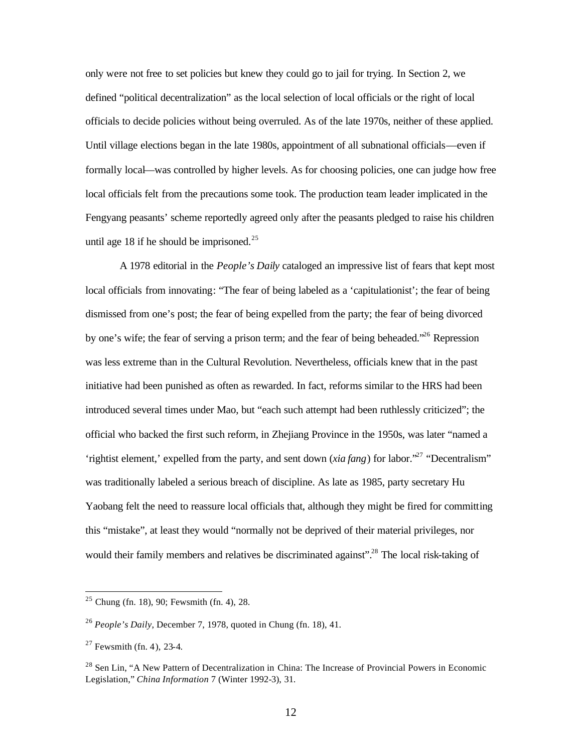only were not free to set policies but knew they could go to jail for trying. In Section 2, we defined "political decentralization" as the local selection of local officials or the right of local officials to decide policies without being overruled. As of the late 1970s, neither of these applied. Until village elections began in the late 1980s, appointment of all subnational officials—even if formally local—was controlled by higher levels. As for choosing policies, one can judge how free local officials felt from the precautions some took. The production team leader implicated in the Fengyang peasants' scheme reportedly agreed only after the peasants pledged to raise his children until age 18 if he should be imprisoned.[25]

A 1978 editorial in the *People's Daily* cataloged an impressive list of fears that kept most local officials from innovating: "The fear of being labeled as a 'capitulationist'; the fear of being dismissed from one's post; the fear of being expelled from the party; the fear of being divorced by one's wife; the fear of serving a prison term; and the fear of being beheaded."[26] Repression was less extreme than in the Cultural Revolution. Nevertheless, officials knew that in the past initiative had been punished as often as rewarded. In fact, reforms similar to the HRS had been introduced several times under Mao, but "each such attempt had been ruthlessly criticized"; the official who backed the first such reform, in Zhejiang Province in the 1950s, was later "named a 'rightist element,' expelled from the party, and sent down (*xia fang*) for labor."[27] "Decentralism" was traditionally labeled a serious breach of discipline. As late as 1985, party secretary Hu Yaobang felt the need to reassure local officials that, although they might be fired for committing this "mistake", at least they would "normally not be deprived of their material privileges, nor would their family members and relatives be discriminated against".[28] The local risk-taking of

---

[25] Chung (fn. 18), 90; Fewsmith (fn. 4), 28.

[26] *People's Daily*, December 7, 1978, quoted in Chung (fn. 18), 41.

[27] Fewsmith (fn. 4), 23-4.

[28] Sen Lin, "A New Pattern of Decentralization in China: The Increase of Provincial Powers in Economic Legislation," *China Information* 7 (Winter 1992-3), 31.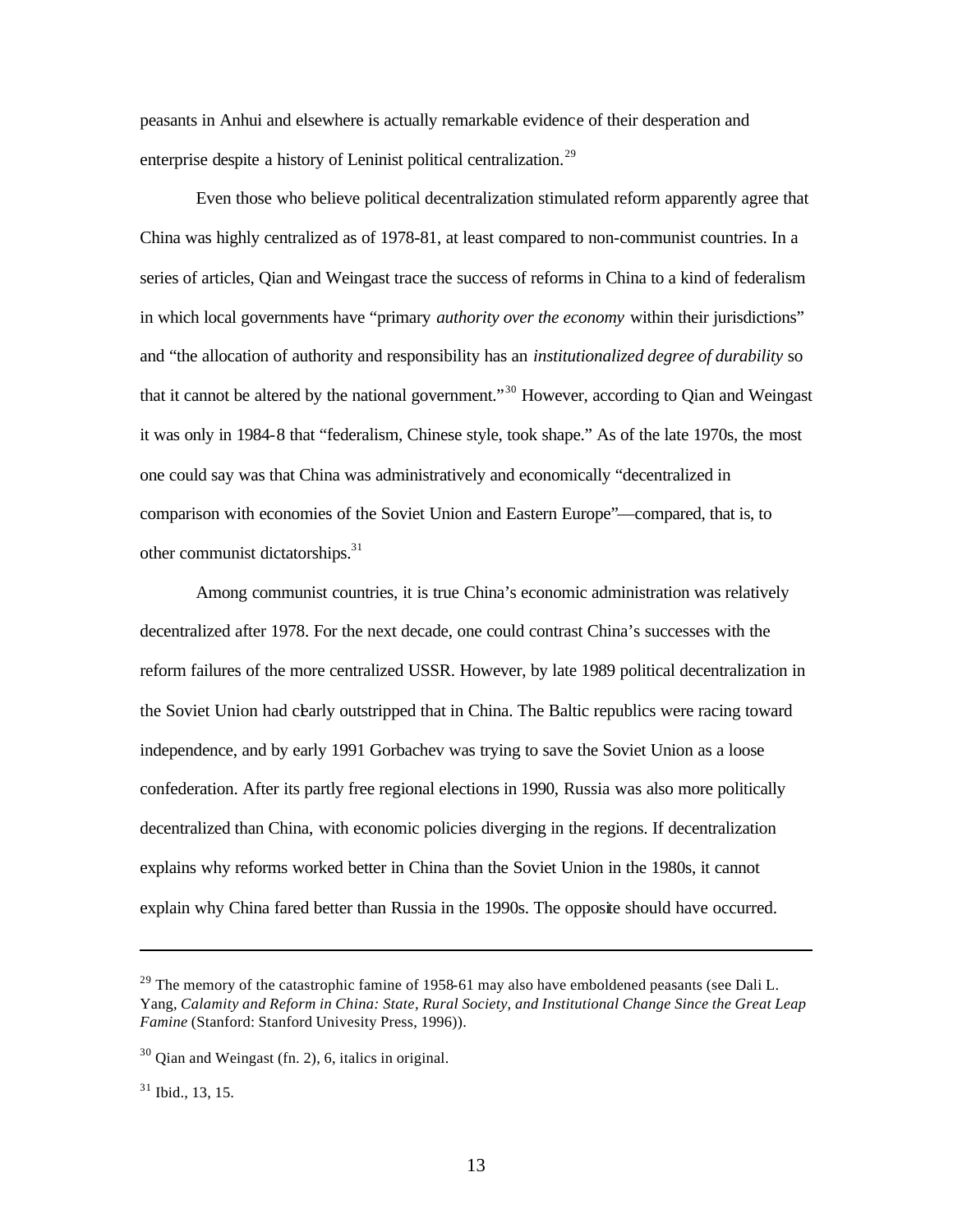peasants in Anhui and elsewhere is actually remarkable evidence of their desperation and enterprise despite a history of Leninist political centralization.[29]

Even those who believe political decentralization stimulated reform apparently agree that China was highly centralized as of 1978-81, at least compared to non-communist countries. In a series of articles, Qian and Weingast trace the success of reforms in China to a kind of federalism in which local governments have "primary *authority over the economy* within their jurisdictions" and "the allocation of authority and responsibility has an *institutionalized degree of durability* so that it cannot be altered by the national government."[30] However, according to Qian and Weingast it was only in 1984-8 that "federalism, Chinese style, took shape." As of the late 1970s, the most one could say was that China was administratively and economically "decentralized in comparison with economies of the Soviet Union and Eastern Europe"—compared, that is, to other communist dictatorships.[31]

Among communist countries, it is true China's economic administration was relatively decentralized after 1978. For the next decade, one could contrast China's successes with the reform failures of the more centralized USSR. However, by late 1989 political decentralization in the Soviet Union had clearly outstripped that in China. The Baltic republics were racing toward independence, and by early 1991 Gorbachev was trying to save the Soviet Union as a loose confederation. After its partly free regional elections in 1990, Russia was also more politically decentralized than China, with economic policies diverging in the regions. If decentralization explains why reforms worked better in China than the Soviet Union in the 1980s, it cannot explain why China fared better than Russia in the 1990s. The opposite should have occurred.

---

[29] The memory of the catastrophic famine of 1958-61 may also have emboldened peasants (see Dali L. Yang, *Calamity and Reform in China: State, Rural Society, and Institutional Change Since the Great Leap Famine* (Stanford: Stanford Univesity Press, 1996)).

[30] Qian and Weingast (fn. 2), 6, italics in original.

[31] Ibid., 13, 15.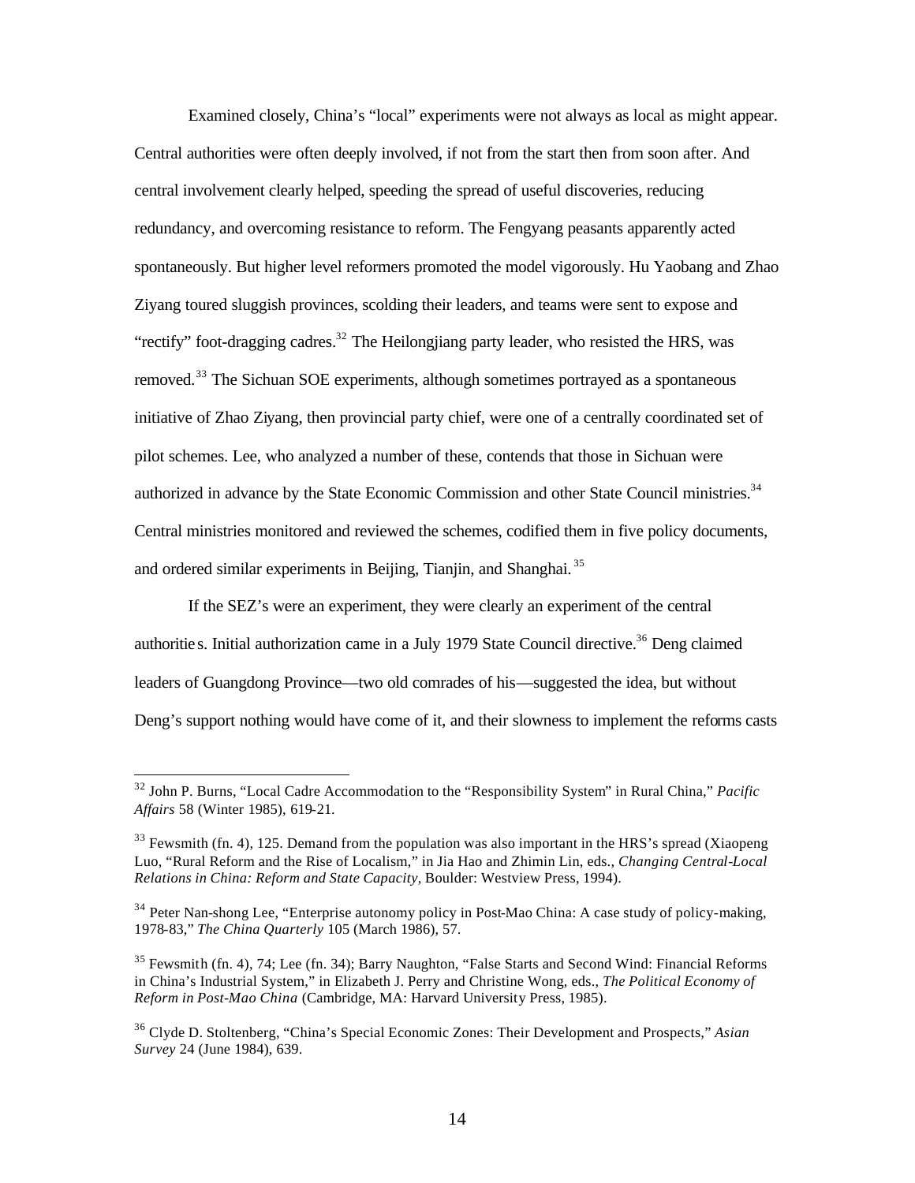Examined closely, China's "local" experiments were not always as local as might appear. Central authorities were often deeply involved, if not from the start then from soon after. And central involvement clearly helped, speeding the spread of useful discoveries, reducing redundancy, and overcoming resistance to reform. The Fengyang peasants apparently acted spontaneously. But higher level reformers promoted the model vigorously. Hu Yaobang and Zhao Ziyang toured sluggish provinces, scolding their leaders, and teams were sent to expose and "rectify" foot-dragging cadres.[32] The Heilongjiang party leader, who resisted the HRS, was removed.[33] The Sichuan SOE experiments, although sometimes portrayed as a spontaneous initiative of Zhao Ziyang, then provincial party chief, were one of a centrally coordinated set of pilot schemes. Lee, who analyzed a number of these, contends that those in Sichuan were authorized in advance by the State Economic Commission and other State Council ministries.[34] Central ministries monitored and reviewed the schemes, codified them in five policy documents, and ordered similar experiments in Beijing, Tianjin, and Shanghai.[35]

If the SEZ's were an experiment, they were clearly an experiment of the central authorities. Initial authorization came in a July 1979 State Council directive.[36] Deng claimed leaders of Guangdong Province—two old comrades of his—suggested the idea, but without Deng's support nothing would have come of it, and their slowness to implement the reforms casts

---

[32] John P. Burns, "Local Cadre Accommodation to the "Responsibility System" in Rural China," *Pacific Affairs* 58 (Winter 1985), 619-21.

[33] Fewsmith (fn. 4), 125. Demand from the population was also important in the HRS's spread (Xiaopeng Luo, "Rural Reform and the Rise of Localism," in Jia Hao and Zhimin Lin, eds., *Changing Central-Local Relations in China: Reform and State Capacity*, Boulder: Westview Press, 1994).

[34] Peter Nan-shong Lee, "Enterprise autonomy policy in Post-Mao China: A case study of policy-making, 1978-83," *The China Quarterly* 105 (March 1986), 57.

[35] Fewsmith (fn. 4), 74; Lee (fn. 34); Barry Naughton, "False Starts and Second Wind: Financial Reforms in China's Industrial System," in Elizabeth J. Perry and Christine Wong, eds., *The Political Economy of Reform in Post-Mao China* (Cambridge, MA: Harvard University Press, 1985).

[36] Clyde D. Stoltenberg, "China's Special Economic Zones: Their Development and Prospects," *Asian Survey* 24 (June 1984), 639.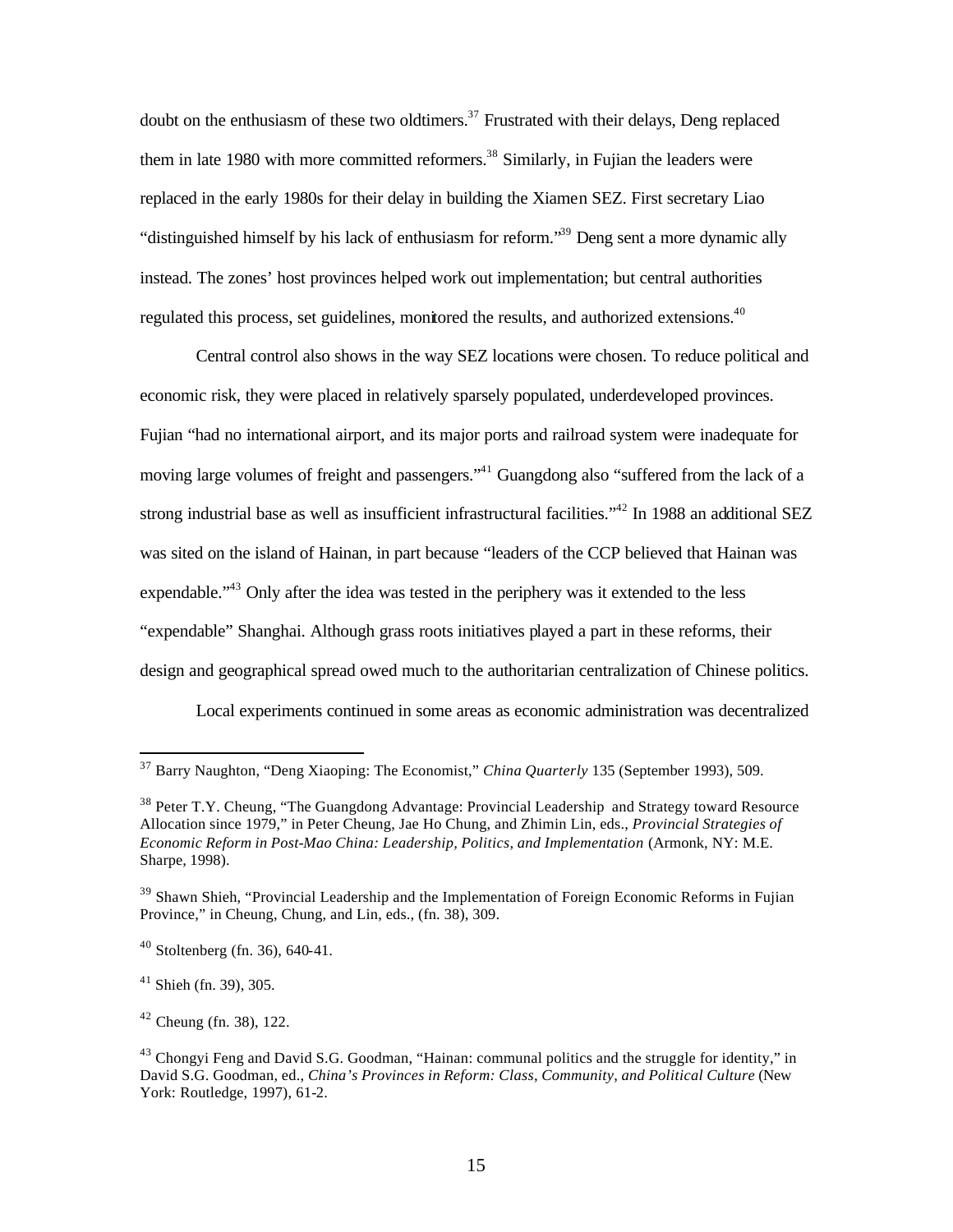doubt on the enthusiasm of these two oldtimers.[37] Frustrated with their delays, Deng replaced them in late 1980 with more committed reformers.[38] Similarly, in Fujian the leaders were replaced in the early 1980s for their delay in building the Xiamen SEZ. First secretary Liao "distinguished himself by his lack of enthusiasm for reform."[39] Deng sent a more dynamic ally instead. The zones' host provinces helped work out implementation; but central authorities regulated this process, set guidelines, monitored the results, and authorized extensions.[40]

Central control also shows in the way SEZ locations were chosen. To reduce political and economic risk, they were placed in relatively sparsely populated, underdeveloped provinces. Fujian "had no international airport, and its major ports and railroad system were inadequate for moving large volumes of freight and passengers."[41] Guangdong also "suffered from the lack of a strong industrial base as well as insufficient infrastructural facilities."[42] In 1988 an additional SEZ was sited on the island of Hainan, in part because "leaders of the CCP believed that Hainan was expendable."[43] Only after the idea was tested in the periphery was it extended to the less "expendable" Shanghai. Although grass roots initiatives played a part in these reforms, their design and geographical spread owed much to the authoritarian centralization of Chinese politics.

Local experiments continued in some areas as economic administration was decentralized

---

[37] Barry Naughton, "Deng Xiaoping: The Economist," *China Quarterly* 135 (September 1993), 509.

[38] Peter T.Y. Cheung, "The Guangdong Advantage: Provincial Leadership and Strategy toward Resource Allocation since 1979," in Peter Cheung, Jae Ho Chung, and Zhimin Lin, eds., *Provincial Strategies of Economic Reform in Post-Mao China: Leadership, Politics, and Implementation* (Armonk, NY: M.E. Sharpe, 1998).

[39] Shawn Shieh, "Provincial Leadership and the Implementation of Foreign Economic Reforms in Fujian Province," in Cheung, Chung, and Lin, eds., (fn. 38), 309.

[40] Stoltenberg (fn. 36), 640-41.

[41] Shieh (fn. 39), 305.

[42] Cheung (fn. 38), 122.

[43] Chongyi Feng and David S.G. Goodman, "Hainan: communal politics and the struggle for identity," in David S.G. Goodman, ed., *China's Provinces in Reform: Class, Community, and Political Culture* (New York: Routledge, 1997), 61-2.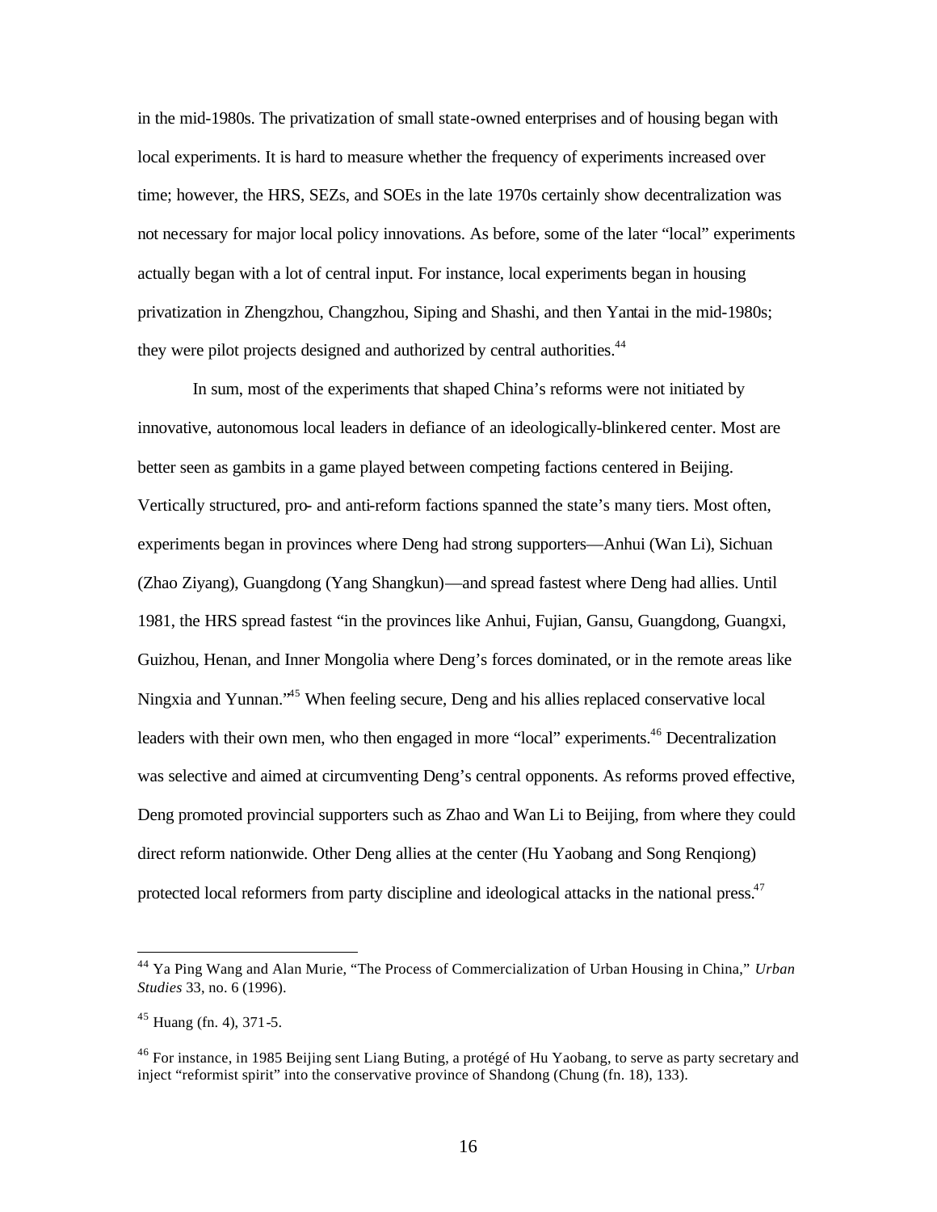in the mid-1980s. The privatization of small state-owned enterprises and of housing began with local experiments. It is hard to measure whether the frequency of experiments increased over time; however, the HRS, SEZs, and SOEs in the late 1970s certainly show decentralization was not necessary for major local policy innovations. As before, some of the later "local" experiments actually began with a lot of central input. For instance, local experiments began in housing privatization in Zhengzhou, Changzhou, Siping and Shashi, and then Yantai in the mid-1980s; they were pilot projects designed and authorized by central authorities.[44]

In sum, most of the experiments that shaped China's reforms were not initiated by innovative, autonomous local leaders in defiance of an ideologically-blinkered center. Most are better seen as gambits in a game played between competing factions centered in Beijing. Vertically structured, pro- and anti-reform factions spanned the state's many tiers. Most often, experiments began in provinces where Deng had strong supporters—Anhui (Wan Li), Sichuan (Zhao Ziyang), Guangdong (Yang Shangkun)—and spread fastest where Deng had allies. Until 1981, the HRS spread fastest "in the provinces like Anhui, Fujian, Gansu, Guangdong, Guangxi, Guizhou, Henan, and Inner Mongolia where Deng's forces dominated, or in the remote areas like Ningxia and Yunnan."[45] When feeling secure, Deng and his allies replaced conservative local leaders with their own men, who then engaged in more "local" experiments.[46] Decentralization was selective and aimed at circumventing Deng's central opponents. As reforms proved effective, Deng promoted provincial supporters such as Zhao and Wan Li to Beijing, from where they could direct reform nationwide. Other Deng allies at the center (Hu Yaobang and Song Renqiong) protected local reformers from party discipline and ideological attacks in the national press.[47]

---

[44] Ya Ping Wang and Alan Murie, "The Process of Commercialization of Urban Housing in China," *Urban Studies* 33, no. 6 (1996).

[45] Huang (fn. 4), 371-5.

[46] For instance, in 1985 Beijing sent Liang Buting, a protégé of Hu Yaobang, to serve as party secretary and inject "reformist spirit" into the conservative province of Shandong (Chung (fn. 18), 133).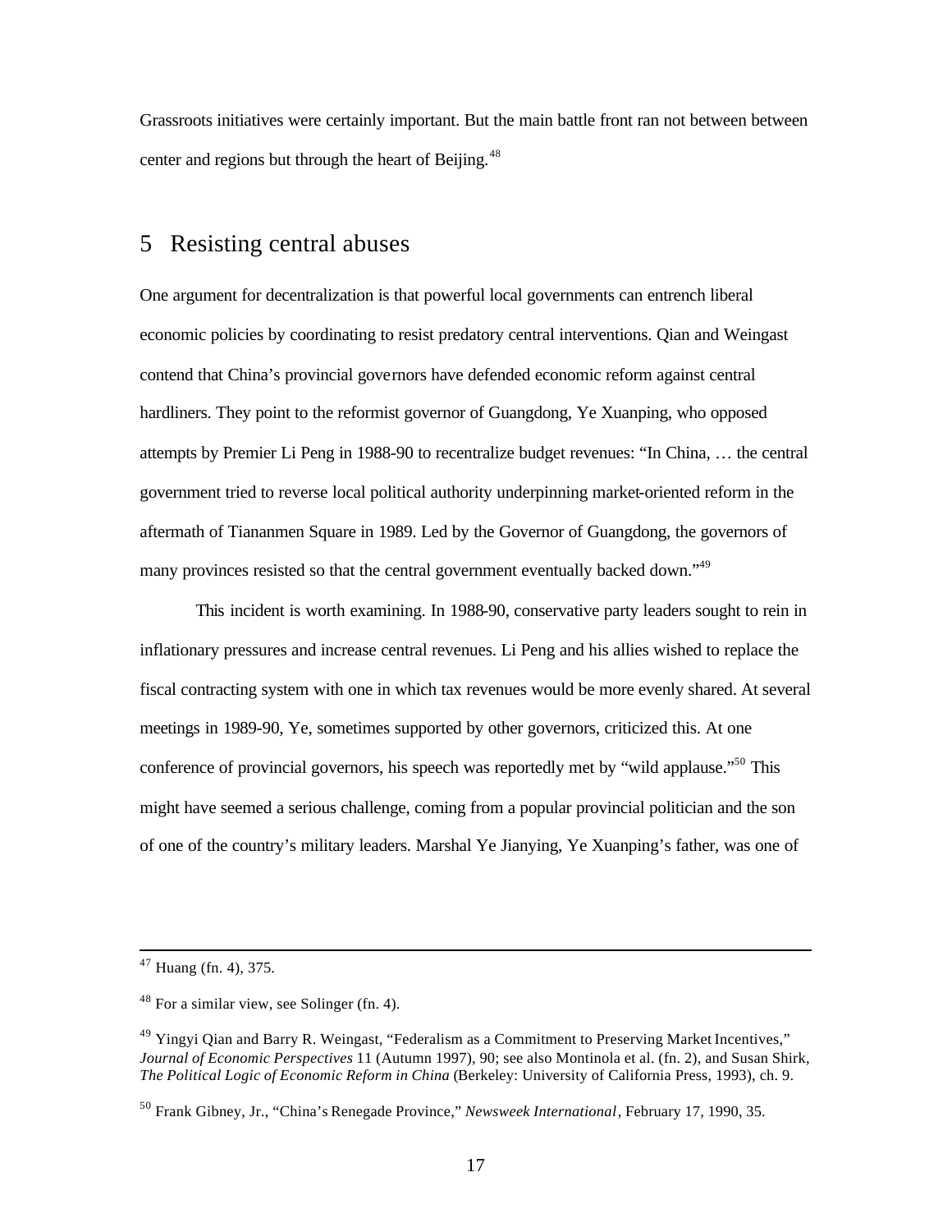Grassroots initiatives were certainly important. But the main battle front ran not between between center and regions but through the heart of Beijing.[48]

## 5 Resisting central abuses

One argument for decentralization is that powerful local governments can entrench liberal economic policies by coordinating to resist predatory central interventions. Qian and Weingast contend that China's provincial governors have defended economic reform against central hardliners. They point to the reformist governor of Guangdong, Ye Xuanping, who opposed attempts by Premier Li Peng in 1988-90 to recentralize budget revenues: "In China, … the central government tried to reverse local political authority underpinning market-oriented reform in the aftermath of Tiananmen Square in 1989. Led by the Governor of Guangdong, the governors of many provinces resisted so that the central government eventually backed down."[49]

This incident is worth examining. In 1988-90, conservative party leaders sought to rein in inflationary pressures and increase central revenues. Li Peng and his allies wished to replace the fiscal contracting system with one in which tax revenues would be more evenly shared. At several meetings in 1989-90, Ye, sometimes supported by other governors, criticized this. At one conference of provincial governors, his speech was reportedly met by "wild applause."[50] This might have seemed a serious challenge, coming from a popular provincial politician and the son of one of the country's military leaders. Marshal Ye Jianying, Ye Xuanping's father, was one of

---

[47] Huang (fn. 4), 375.

[48] For a similar view, see Solinger (fn. 4).

[49] Yingyi Qian and Barry R. Weingast, "Federalism as a Commitment to Preserving Market Incentives," *Journal of Economic Perspectives* 11 (Autumn 1997), 90; see also Montinola et al. (fn. 2), and Susan Shirk, *The Political Logic of Economic Reform in China* (Berkeley: University of California Press, 1993), ch. 9.

[50] Frank Gibney, Jr., "China's Renegade Province," *Newsweek International*, February 17, 1990, 35.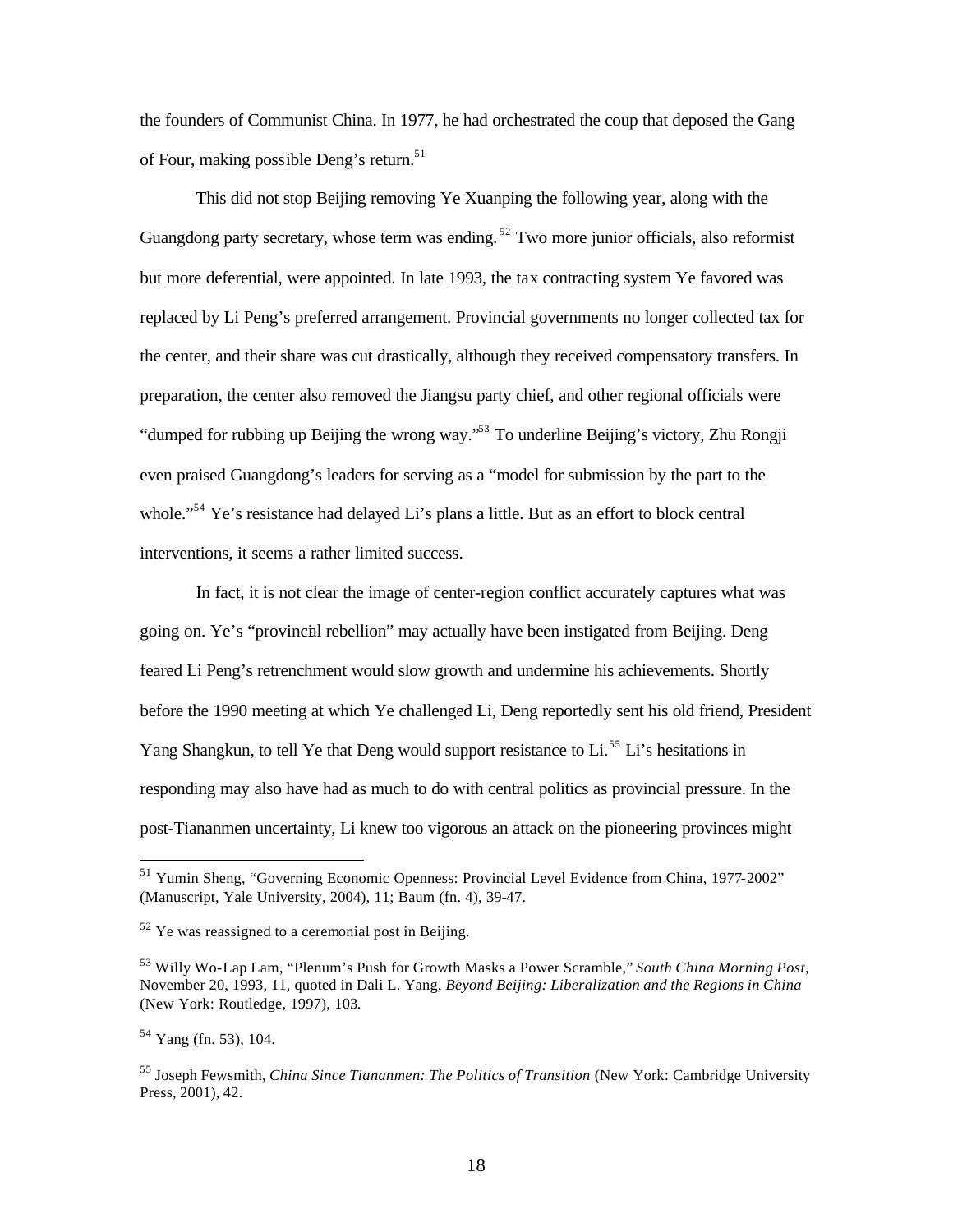the founders of Communist China. In 1977, he had orchestrated the coup that deposed the Gang of Four, making possible Deng's return.[51]

This did not stop Beijing removing Ye Xuanping the following year, along with the Guangdong party secretary, whose term was ending.[52] Two more junior officials, also reformist but more deferential, were appointed. In late 1993, the tax contracting system Ye favored was replaced by Li Peng's preferred arrangement. Provincial governments no longer collected tax for the center, and their share was cut drastically, although they received compensatory transfers. In preparation, the center also removed the Jiangsu party chief, and other regional officials were "dumped for rubbing up Beijing the wrong way."[53] To underline Beijing's victory, Zhu Rongji even praised Guangdong's leaders for serving as a "model for submission by the part to the whole."[54] Ye's resistance had delayed Li's plans a little. But as an effort to block central interventions, it seems a rather limited success.

In fact, it is not clear the image of center-region conflict accurately captures what was going on. Ye's "provincial rebellion" may actually have been instigated from Beijing. Deng feared Li Peng's retrenchment would slow growth and undermine his achievements. Shortly before the 1990 meeting at which Ye challenged Li, Deng reportedly sent his old friend, President Yang Shangkun, to tell Ye that Deng would support resistance to Li.[55] Li's hesitations in responding may also have had as much to do with central politics as provincial pressure. In the post-Tiananmen uncertainty, Li knew too vigorous an attack on the pioneering provinces might

---

[51] Yumin Sheng, "Governing Economic Openness: Provincial Level Evidence from China, 1977-2002" (Manuscript, Yale University, 2004), 11; Baum (fn. 4), 39-47.

[52] Ye was reassigned to a ceremonial post in Beijing.

[53] Willy Wo-Lap Lam, "Plenum's Push for Growth Masks a Power Scramble," *South China Morning Post*, November 20, 1993, 11, quoted in Dali L. Yang, *Beyond Beijing: Liberalization and the Regions in China* (New York: Routledge, 1997), 103.

[54] Yang (fn. 53), 104.

[55] Joseph Fewsmith, *China Since Tiananmen: The Politics of Transition* (New York: Cambridge University Press, 2001), 42.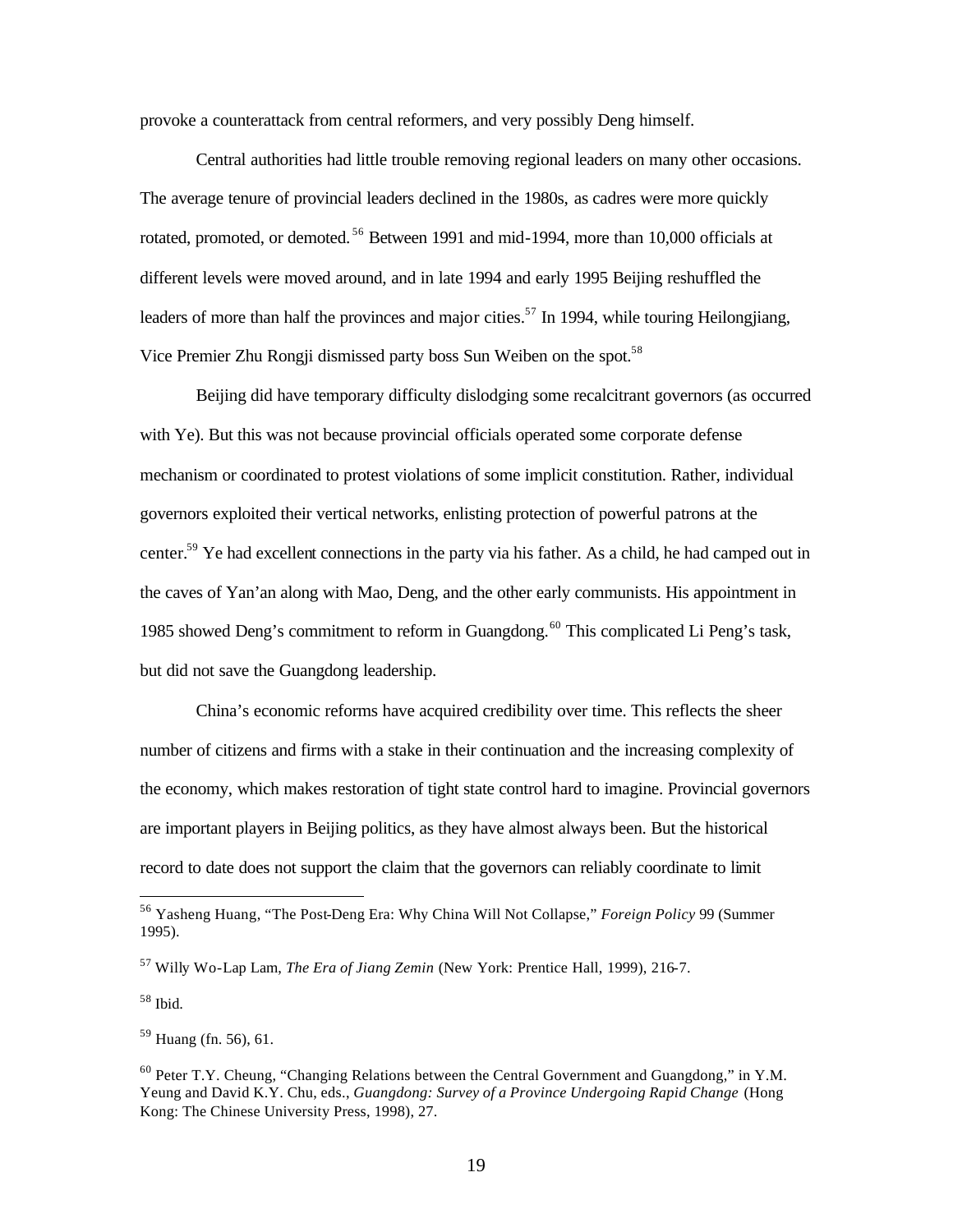provoke a counterattack from central reformers, and very possibly Deng himself.

Central authorities had little trouble removing regional leaders on many other occasions. The average tenure of provincial leaders declined in the 1980s, as cadres were more quickly rotated, promoted, or demoted.[56] Between 1991 and mid-1994, more than 10,000 officials at different levels were moved around, and in late 1994 and early 1995 Beijing reshuffled the leaders of more than half the provinces and major cities.[57] In 1994, while touring Heilongjiang, Vice Premier Zhu Rongji dismissed party boss Sun Weiben on the spot.[58]

Beijing did have temporary difficulty dislodging some recalcitrant governors (as occurred with Ye). But this was not because provincial officials operated some corporate defense mechanism or coordinated to protest violations of some implicit constitution. Rather, individual governors exploited their vertical networks, enlisting protection of powerful patrons at the center.[59] Ye had excellent connections in the party via his father. As a child, he had camped out in the caves of Yan'an along with Mao, Deng, and the other early communists. His appointment in 1985 showed Deng's commitment to reform in Guangdong.[60] This complicated Li Peng's task, but did not save the Guangdong leadership.

China's economic reforms have acquired credibility over time. This reflects the sheer number of citizens and firms with a stake in their continuation and the increasing complexity of the economy, which makes restoration of tight state control hard to imagine. Provincial governors are important players in Beijing politics, as they have almost always been. But the historical record to date does not support the claim that the governors can reliably coordinate to limit

---

[56] Yasheng Huang, "The Post-Deng Era: Why China Will Not Collapse," *Foreign Policy* 99 (Summer 1995).

[57] Willy Wo-Lap Lam, *The Era of Jiang Zemin* (New York: Prentice Hall, 1999), 216-7.

[58] Ibid.

[59] Huang (fn. 56), 61.

[60] Peter T.Y. Cheung, "Changing Relations between the Central Government and Guangdong," in Y.M. Yeung and David K.Y. Chu, eds., *Guangdong: Survey of a Province Undergoing Rapid Change* (Hong Kong: The Chinese University Press, 1998), 27.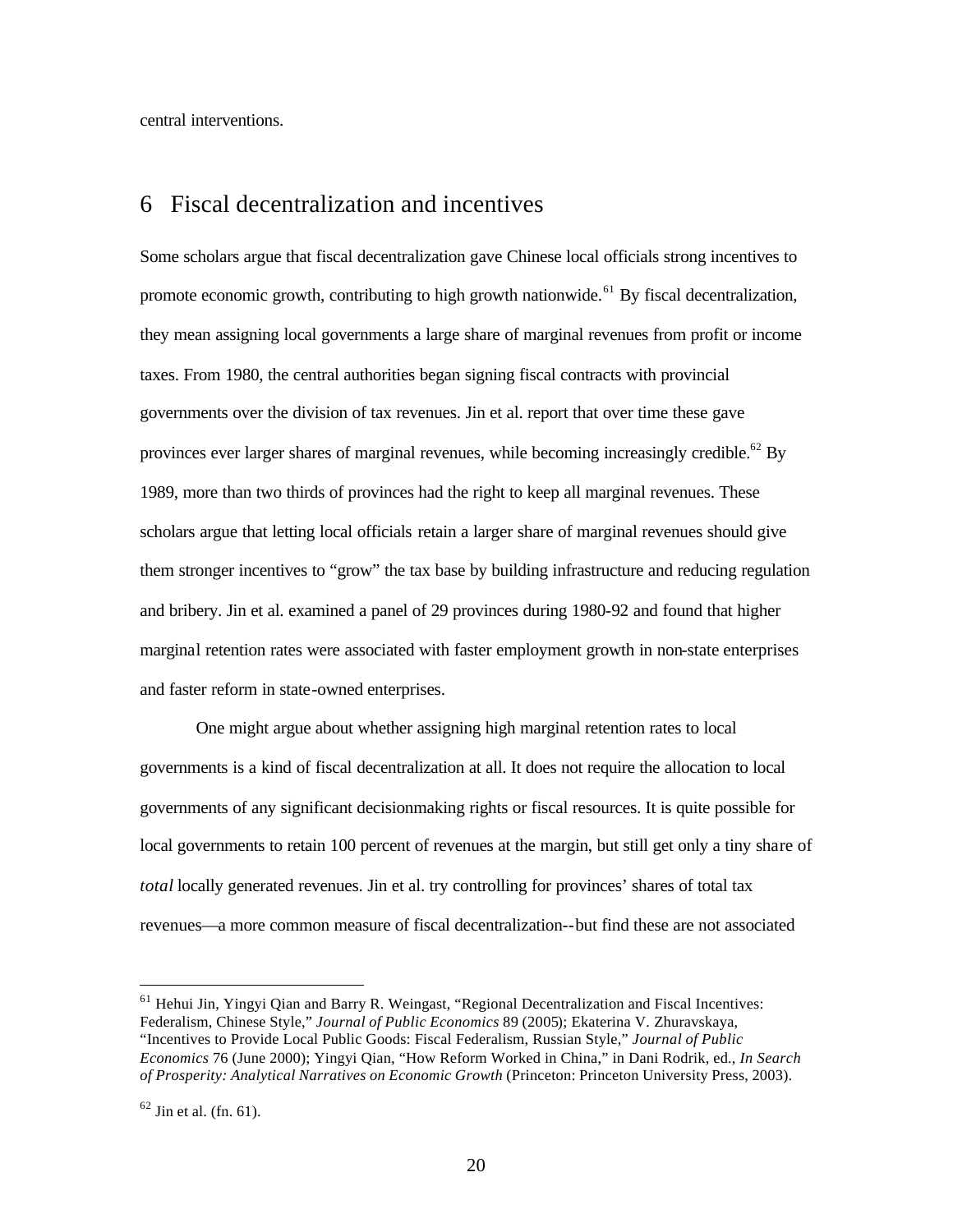central interventions.

## 6 Fiscal decentralization and incentives

Some scholars argue that fiscal decentralization gave Chinese local officials strong incentives to promote economic growth, contributing to high growth nationwide.[61] By fiscal decentralization, they mean assigning local governments a large share of marginal revenues from profit or income taxes. From 1980, the central authorities began signing fiscal contracts with provincial governments over the division of tax revenues. Jin et al. report that over time these gave provinces ever larger shares of marginal revenues, while becoming increasingly credible.[62] By 1989, more than two thirds of provinces had the right to keep all marginal revenues. These scholars argue that letting local officials retain a larger share of marginal revenues should give them stronger incentives to "grow" the tax base by building infrastructure and reducing regulation and bribery. Jin et al. examined a panel of 29 provinces during 1980-92 and found that higher marginal retention rates were associated with faster employment growth in non-state enterprises and faster reform in state-owned enterprises.

One might argue about whether assigning high marginal retention rates to local governments is a kind of fiscal decentralization at all. It does not require the allocation to local governments of any significant decisionmaking rights or fiscal resources. It is quite possible for local governments to retain 100 percent of revenues at the margin, but still get only a tiny share of *total* locally generated revenues. Jin et al. try controlling for provinces' shares of total tax revenues—a more common measure of fiscal decentralization--but find these are not associated

---

[61] Hehui Jin, Yingyi Qian and Barry R. Weingast, "Regional Decentralization and Fiscal Incentives: Federalism, Chinese Style," *Journal of Public Economics* 89 (2005); Ekaterina V. Zhuravskaya, "Incentives to Provide Local Public Goods: Fiscal Federalism, Russian Style," *Journal of Public Economics* 76 (June 2000); Yingyi Qian, "How Reform Worked in China," in Dani Rodrik, ed., *In Search of Prosperity: Analytical Narratives on Economic Growth* (Princeton: Princeton University Press, 2003).

[62] Jin et al. (fn. 61).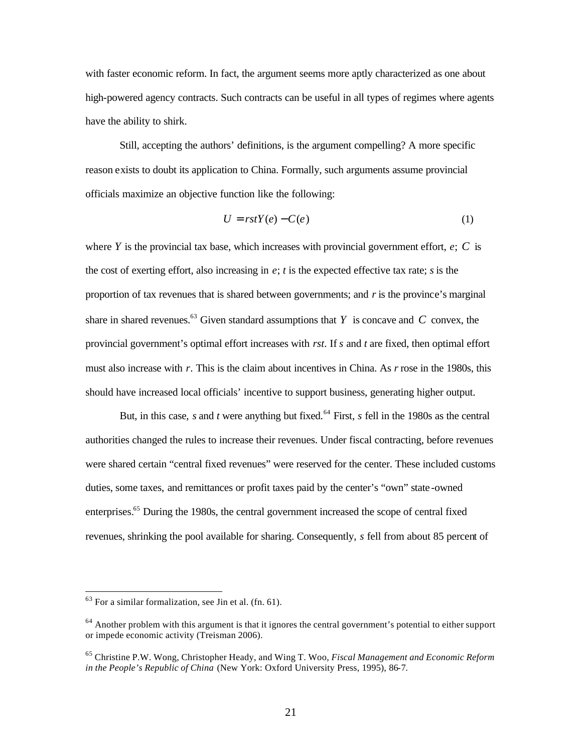with faster economic reform. In fact, the argument seems more aptly characterized as one about high-powered agency contracts. Such contracts can be useful in all types of regimes where agents have the ability to shirk.

Still, accepting the authors' definitions, is the argument compelling? A more specific reason exists to doubt its application to China. Formally, such arguments assume provincial officials maximize an objective function like the following:

$$U = rstY(e) - C(e) \tag{1}$$

where $Y$ is the provincial tax base, which increases with provincial government effort, $e$; $C$ is the cost of exerting effort, also increasing in $e$; $t$ is the expected effective tax rate; $s$ is the proportion of tax revenues that is shared between governments; and $r$ is the province's marginal share in shared revenues.[63] Given standard assumptions that $Y$ is concave and $C$ convex, the provincial government's optimal effort increases with $rst$. If $s$ and $t$ are fixed, then optimal effort must also increase with $r$. This is the claim about incentives in China. As $r$ rose in the 1980s, this should have increased local officials' incentive to support business, generating higher output.

But, in this case, $s$ and $t$ were anything but fixed.[64] First, $s$ fell in the 1980s as the central authorities changed the rules to increase their revenues. Under fiscal contracting, before revenues were shared certain "central fixed revenues" were reserved for the center. These included customs duties, some taxes, and remittances or profit taxes paid by the center's "own" state-owned enterprises.[65] During the 1980s, the central government increased the scope of central fixed revenues, shrinking the pool available for sharing. Consequently, $s$ fell from about 85 percent of

---

[63] For a similar formalization, see Jin et al. (fn. 61).

[64] Another problem with this argument is that it ignores the central government's potential to either support or impede economic activity (Treisman 2006).

[65] Christine P.W. Wong, Christopher Heady, and Wing T. Woo, *Fiscal Management and Economic Reform in the People's Republic of China* (New York: Oxford University Press, 1995), 86-7.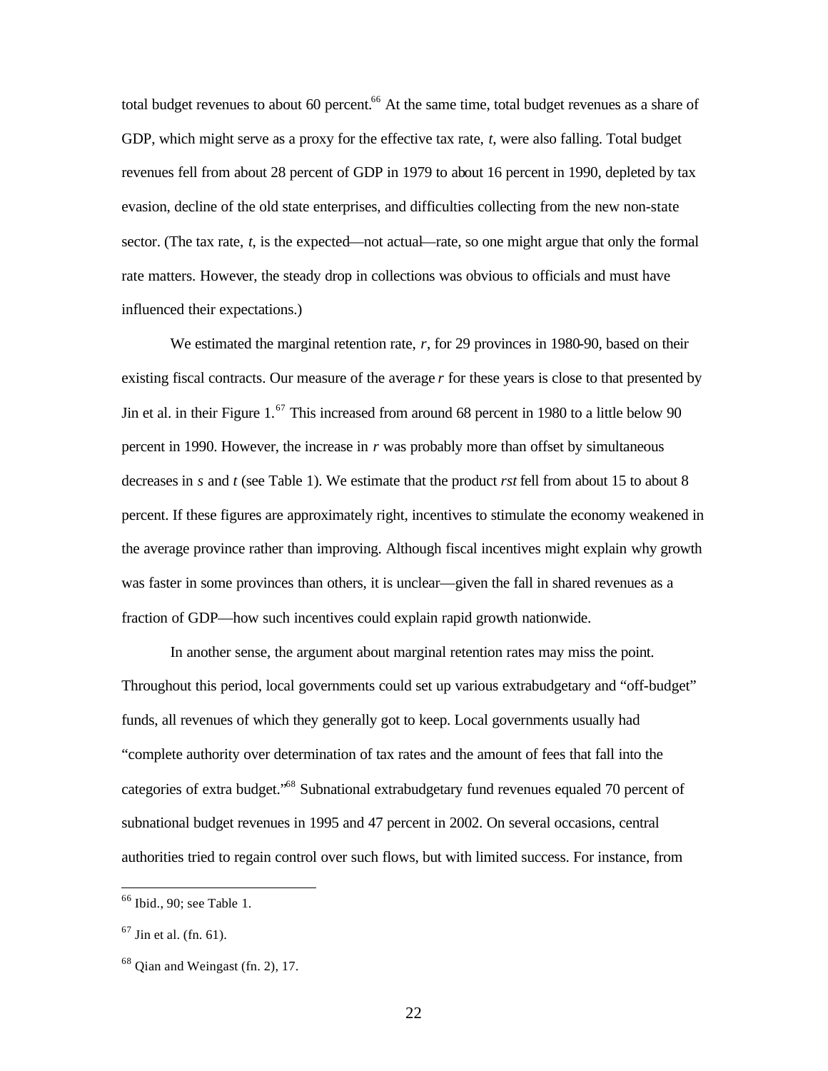total budget revenues to about 60 percent.[66] At the same time, total budget revenues as a share of GDP, which might serve as a proxy for the effective tax rate, $t$, were also falling. Total budget revenues fell from about 28 percent of GDP in 1979 to about 16 percent in 1990, depleted by tax evasion, decline of the old state enterprises, and difficulties collecting from the new non-state sector. (The tax rate, $t$, is the expected—not actual—rate, so one might argue that only the formal rate matters. However, the steady drop in collections was obvious to officials and must have influenced their expectations.)

We estimated the marginal retention rate, $r$, for 29 provinces in 1980-90, based on their existing fiscal contracts. Our measure of the average $r$ for these years is close to that presented by Jin et al. in their Figure 1.[67] This increased from around 68 percent in 1980 to a little below 90 percent in 1990. However, the increase in $r$ was probably more than offset by simultaneous decreases in $s$ and $t$ (see Table 1). We estimate that the product $rst$ fell from about 15 to about 8 percent. If these figures are approximately right, incentives to stimulate the economy weakened in the average province rather than improving. Although fiscal incentives might explain why growth was faster in some provinces than others, it is unclear—given the fall in shared revenues as a fraction of GDP—how such incentives could explain rapid growth nationwide.

In another sense, the argument about marginal retention rates may miss the point. Throughout this period, local governments could set up various extrabudgetary and "off-budget" funds, all revenues of which they generally got to keep. Local governments usually had "complete authority over determination of tax rates and the amount of fees that fall into the categories of extra budget."[68] Subnational extrabudgetary fund revenues equaled 70 percent of subnational budget revenues in 1995 and 47 percent in 2002. On several occasions, central authorities tried to regain control over such flows, but with limited success. For instance, from

---

[66] Ibid., 90; see Table 1.

[67] Jin et al. (fn. 61).

[68] Qian and Weingast (fn. 2), 17.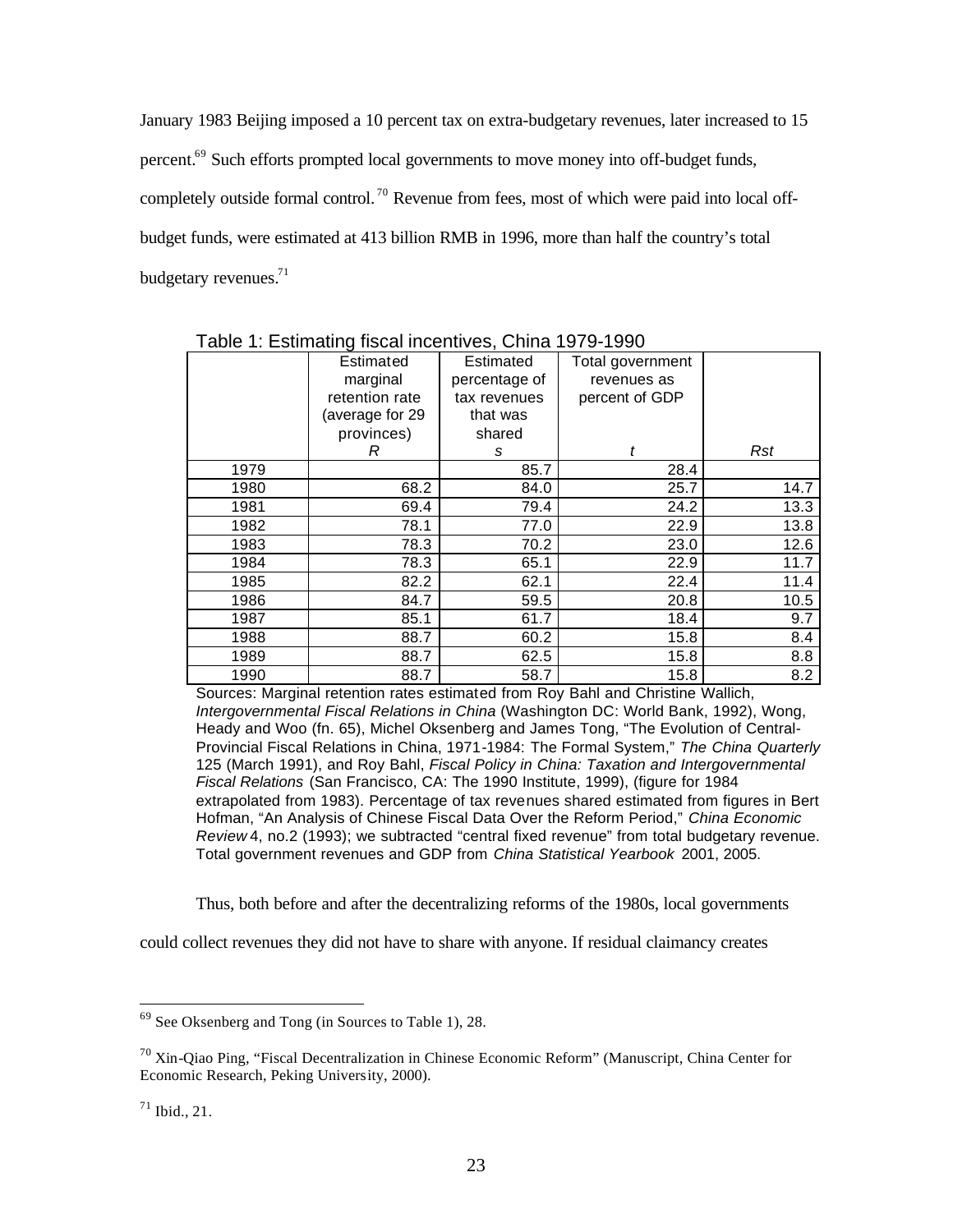January 1983 Beijing imposed a 10 percent tax on extra-budgetary revenues, later increased to 15 percent.[69] Such efforts prompted local governments to move money into off-budget funds, completely outside formal control.[70] Revenue from fees, most of which were paid into local off-budget funds, were estimated at 413 billion RMB in 1996, more than half the country's total budgetary revenues.[71]

Table 1: Estimating fiscal incentives, China 1979-1990

| | Estimated marginal retention rate (average for 29 provinces) *R* | Estimated percentage of tax revenues that was shared *s* | Total government revenues as percent of GDP *t* | *Rst* |
|---|---|---|---|---|
| 1979 | | 85.7 | 28.4 | |
| 1980 | 68.2 | 84.0 | 25.7 | 14.7 |
| 1981 | 69.4 | 79.4 | 24.2 | 13.3 |
| 1982 | 78.1 | 77.0 | 22.9 | 13.8 |
| 1983 | 78.3 | 70.2 | 23.0 | 12.6 |
| 1984 | 78.3 | 65.1 | 22.9 | 11.7 |
| 1985 | 82.2 | 62.1 | 22.4 | 11.4 |
| 1986 | 84.7 | 59.5 | 20.8 | 10.5 |
| 1987 | 85.1 | 61.7 | 18.4 | 9.7 |
| 1988 | 88.7 | 60.2 | 15.8 | 8.4 |
| 1989 | 88.7 | 62.5 | 15.8 | 8.8 |
| 1990 | 88.7 | 58.7 | 15.8 | 8.2 |

Sources: Marginal retention rates estimated from Roy Bahl and Christine Wallich, *Intergovernmental Fiscal Relations in China* (Washington DC: World Bank, 1992), Wong, Heady and Woo (fn. 65), Michel Oksenberg and James Tong, "The Evolution of Central-Provincial Fiscal Relations in China, 1971-1984: The Formal System," *The China Quarterly* 125 (March 1991), and Roy Bahl, *Fiscal Policy in China: Taxation and Intergovernmental Fiscal Relations* (San Francisco, CA: The 1990 Institute, 1999), (figure for 1984 extrapolated from 1983). Percentage of tax revenues shared estimated from figures in Bert Hofman, "An Analysis of Chinese Fiscal Data Over the Reform Period," *China Economic Review* 4, no.2 (1993); we subtracted "central fixed revenue" from total budgetary revenue. Total government revenues and GDP from *China Statistical Yearbook* 2001, 2005.

Thus, both before and after the decentralizing reforms of the 1980s, local governments could collect revenues they did not have to share with anyone. If residual claimancy creates

---

[69] See Oksenberg and Tong (in Sources to Table 1), 28.

[70] Xin-Qiao Ping, "Fiscal Decentralization in Chinese Economic Reform" (Manuscript, China Center for Economic Research, Peking University, 2000).

[71] Ibid., 21.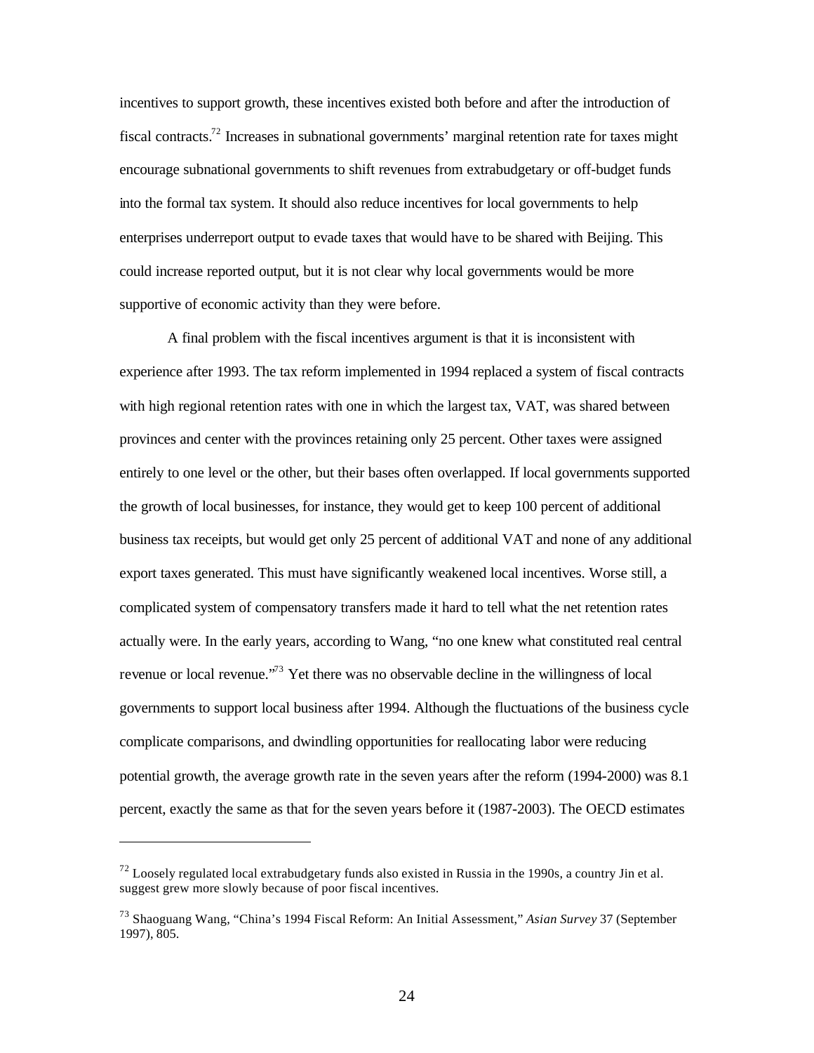incentives to support growth, these incentives existed both before and after the introduction of fiscal contracts.[72] Increases in subnational governments' marginal retention rate for taxes might encourage subnational governments to shift revenues from extrabudgetary or off-budget funds into the formal tax system. It should also reduce incentives for local governments to help enterprises underreport output to evade taxes that would have to be shared with Beijing. This could increase reported output, but it is not clear why local governments would be more supportive of economic activity than they were before.

A final problem with the fiscal incentives argument is that it is inconsistent with experience after 1993. The tax reform implemented in 1994 replaced a system of fiscal contracts with high regional retention rates with one in which the largest tax, VAT, was shared between provinces and center with the provinces retaining only 25 percent. Other taxes were assigned entirely to one level or the other, but their bases often overlapped. If local governments supported the growth of local businesses, for instance, they would get to keep 100 percent of additional business tax receipts, but would get only 25 percent of additional VAT and none of any additional export taxes generated. This must have significantly weakened local incentives. Worse still, a complicated system of compensatory transfers made it hard to tell what the net retention rates actually were. In the early years, according to Wang, "no one knew what constituted real central revenue or local revenue."[73] Yet there was no observable decline in the willingness of local governments to support local business after 1994. Although the fluctuations of the business cycle complicate comparisons, and dwindling opportunities for reallocating labor were reducing potential growth, the average growth rate in the seven years after the reform (1994-2000) was 8.1 percent, exactly the same as that for the seven years before it (1987-2003). The OECD estimates

---

[72] Loosely regulated local extrabudgetary funds also existed in Russia in the 1990s, a country Jin et al. suggest grew more slowly because of poor fiscal incentives.

[73] Shaoguang Wang, "China's 1994 Fiscal Reform: An Initial Assessment," *Asian Survey* 37 (September 1997), 805.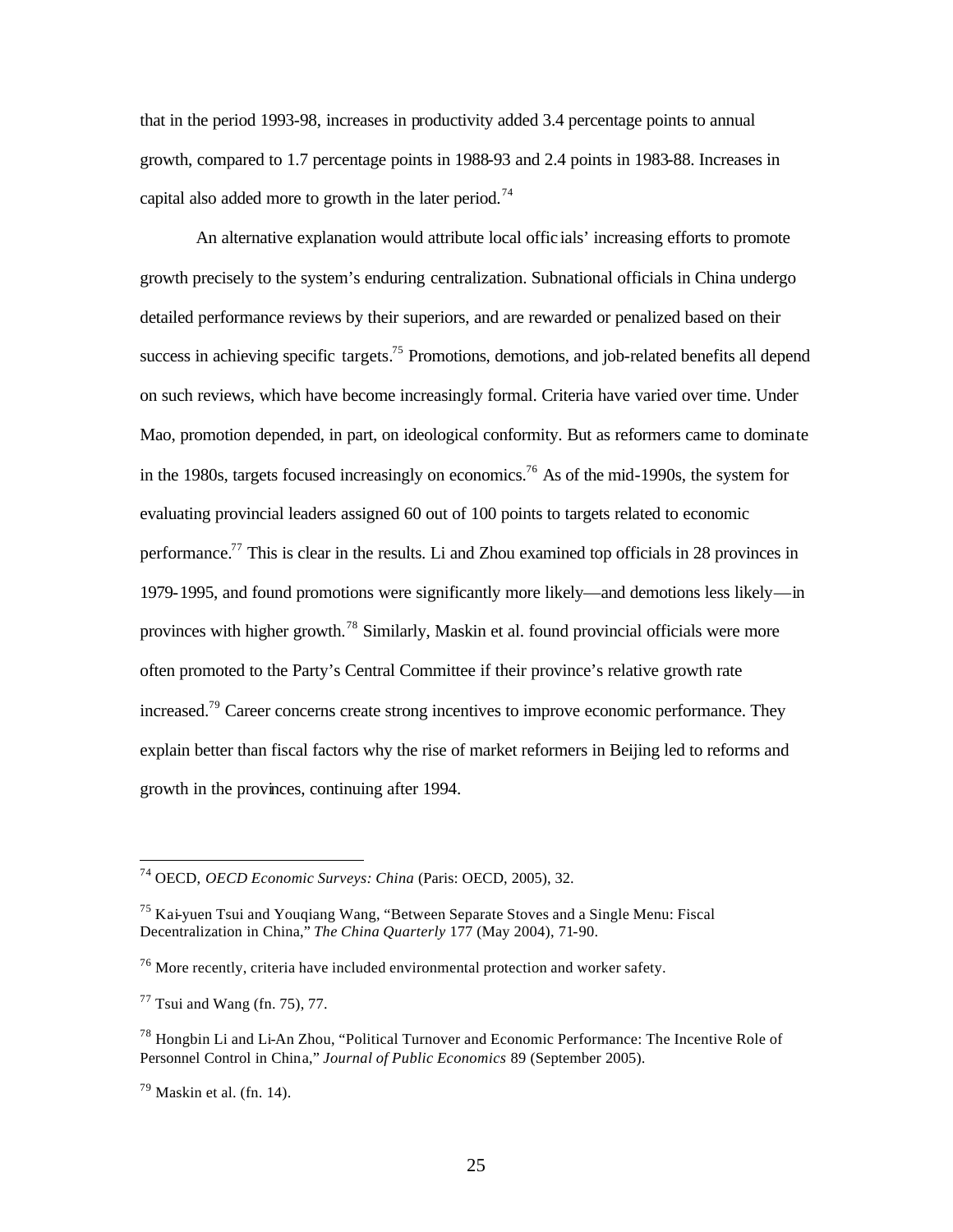that in the period 1993-98, increases in productivity added 3.4 percentage points to annual growth, compared to 1.7 percentage points in 1988-93 and 2.4 points in 1983-88. Increases in capital also added more to growth in the later period.[74]

An alternative explanation would attribute local officials' increasing efforts to promote growth precisely to the system's enduring centralization. Subnational officials in China undergo detailed performance reviews by their superiors, and are rewarded or penalized based on their success in achieving specific targets.[75] Promotions, demotions, and job-related benefits all depend on such reviews, which have become increasingly formal. Criteria have varied over time. Under Mao, promotion depended, in part, on ideological conformity. But as reformers came to dominate in the 1980s, targets focused increasingly on economics.[76] As of the mid-1990s, the system for evaluating provincial leaders assigned 60 out of 100 points to targets related to economic performance.[77] This is clear in the results. Li and Zhou examined top officials in 28 provinces in 1979-1995, and found promotions were significantly more likely—and demotions less likely—in provinces with higher growth.[78] Similarly, Maskin et al. found provincial officials were more often promoted to the Party's Central Committee if their province's relative growth rate increased.[79] Career concerns create strong incentives to improve economic performance. They explain better than fiscal factors why the rise of market reformers in Beijing led to reforms and growth in the provinces, continuing after 1994.

---

[74] OECD, *OECD Economic Surveys: China* (Paris: OECD, 2005), 32.

[75] Kai-yuen Tsui and Youqiang Wang, "Between Separate Stoves and a Single Menu: Fiscal Decentralization in China," *The China Quarterly* 177 (May 2004), 71-90.

[76] More recently, criteria have included environmental protection and worker safety.

[77] Tsui and Wang (fn. 75), 77.

[78] Hongbin Li and Li-An Zhou, "Political Turnover and Economic Performance: The Incentive Role of Personnel Control in China," *Journal of Public Economics* 89 (September 2005).

[79] Maskin et al. (fn. 14).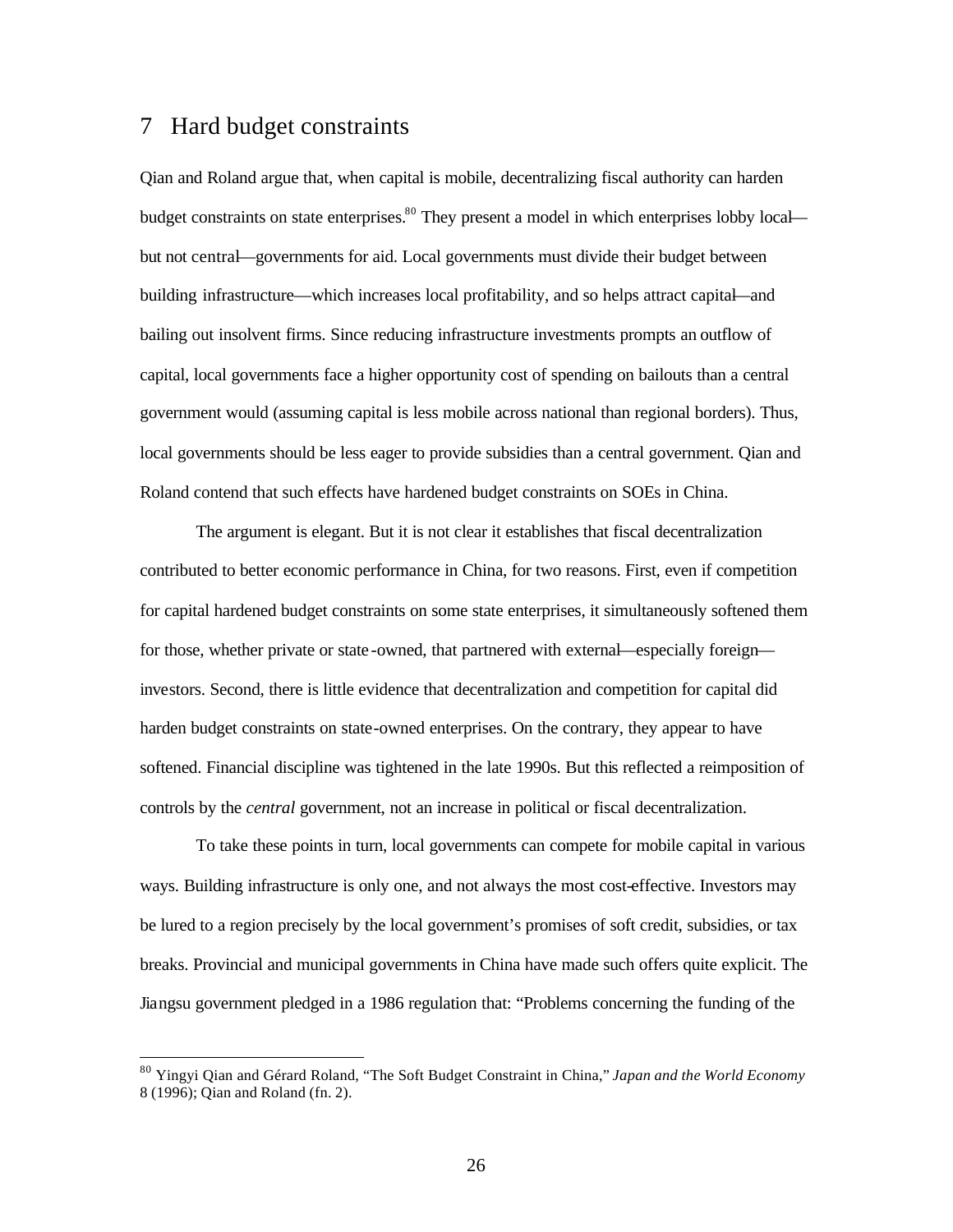## 7 Hard budget constraints

Qian and Roland argue that, when capital is mobile, decentralizing fiscal authority can harden budget constraints on state enterprises.[80] They present a model in which enterprises lobby local—but not central—governments for aid. Local governments must divide their budget between building infrastructure—which increases local profitability, and so helps attract capital—and bailing out insolvent firms. Since reducing infrastructure investments prompts an outflow of capital, local governments face a higher opportunity cost of spending on bailouts than a central government would (assuming capital is less mobile across national than regional borders). Thus, local governments should be less eager to provide subsidies than a central government. Qian and Roland contend that such effects have hardened budget constraints on SOEs in China.

The argument is elegant. But it is not clear it establishes that fiscal decentralization contributed to better economic performance in China, for two reasons. First, even if competition for capital hardened budget constraints on some state enterprises, it simultaneously softened them for those, whether private or state-owned, that partnered with external—especially foreign—investors. Second, there is little evidence that decentralization and competition for capital did harden budget constraints on state-owned enterprises. On the contrary, they appear to have softened. Financial discipline was tightened in the late 1990s. But this reflected a reimposition of controls by the *central* government, not an increase in political or fiscal decentralization.

To take these points in turn, local governments can compete for mobile capital in various ways. Building infrastructure is only one, and not always the most cost-effective. Investors may be lured to a region precisely by the local government's promises of soft credit, subsidies, or tax breaks. Provincial and municipal governments in China have made such offers quite explicit. The Jiangsu government pledged in a 1986 regulation that: "Problems concerning the funding of the

[80] Yingyi Qian and Gérard Roland, "The Soft Budget Constraint in China," *Japan and the World Economy* 8 (1996); Qian and Roland (fn. 2).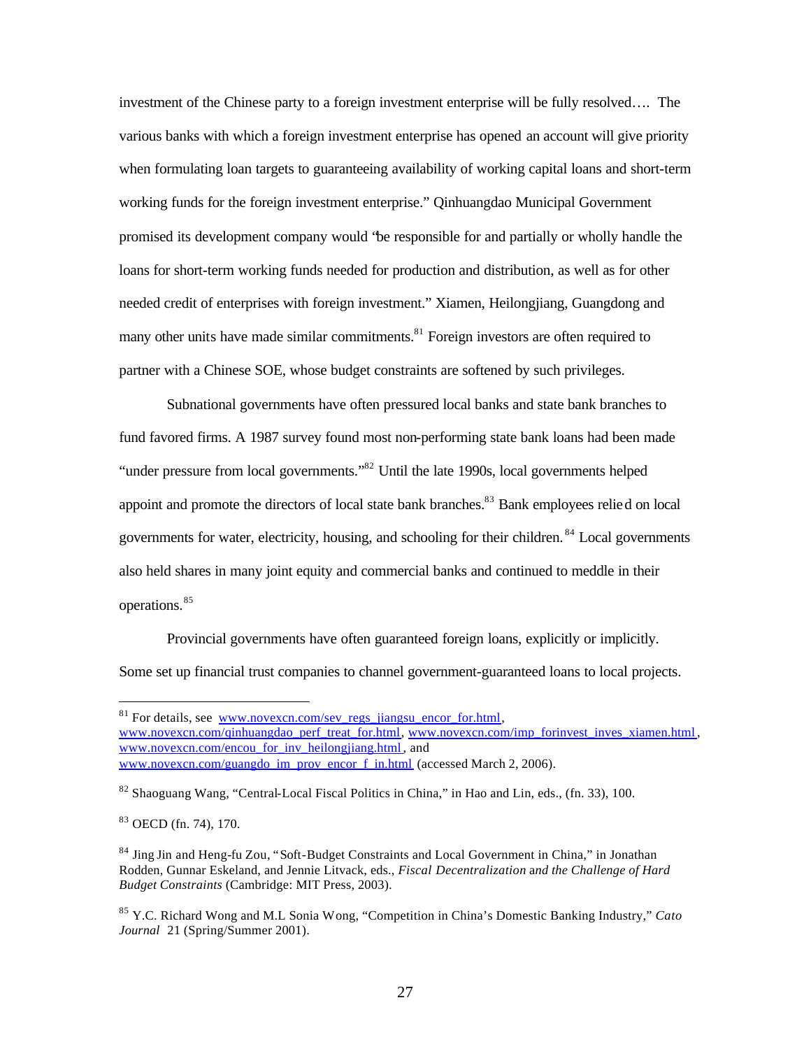investment of the Chinese party to a foreign investment enterprise will be fully resolved…. The various banks with which a foreign investment enterprise has opened an account will give priority when formulating loan targets to guaranteeing availability of working capital loans and short-term working funds for the foreign investment enterprise." Qinhuangdao Municipal Government promised its development company would "be responsible for and partially or wholly handle the loans for short-term working funds needed for production and distribution, as well as for other needed credit of enterprises with foreign investment." Xiamen, Heilongjiang, Guangdong and many other units have made similar commitments.[81] Foreign investors are often required to partner with a Chinese SOE, whose budget constraints are softened by such privileges.

Subnational governments have often pressured local banks and state bank branches to fund favored firms. A 1987 survey found most non-performing state bank loans had been made "under pressure from local governments."[82] Until the late 1990s, local governments helped appoint and promote the directors of local state bank branches.[83] Bank employees relied on local governments for water, electricity, housing, and schooling for their children.[84] Local governments also held shares in many joint equity and commercial banks and continued to meddle in their operations.[85]

Provincial governments have often guaranteed foreign loans, explicitly or implicitly. Some set up financial trust companies to channel government-guaranteed loans to local projects.

---

[81] For details, see www.novexcn.com/sev_regs_jiangsu_encor_for.html, www.novexcn.com/qinhuangdao_perf_treat_for.html, www.novexcn.com/imp_forinvest_inves_xiamen.html, www.novexcn.com/encou_for_inv_heilongjiang.html, and www.novexcn.com/guangdo_im_prov_encor_f_in.html (accessed March 2, 2006).

[82] Shaoguang Wang, "Central-Local Fiscal Politics in China," in Hao and Lin, eds., (fn. 33), 100.

[83] OECD (fn. 74), 170.

[84] Jing Jin and Heng-fu Zou, "Soft-Budget Constraints and Local Government in China," in Jonathan Rodden, Gunnar Eskeland, and Jennie Litvack, eds., *Fiscal Decentralization and the Challenge of Hard Budget Constraints* (Cambridge: MIT Press, 2003).

[85] Y.C. Richard Wong and M.L Sonia Wong, "Competition in China's Domestic Banking Industry," *Cato Journal* 21 (Spring/Summer 2001).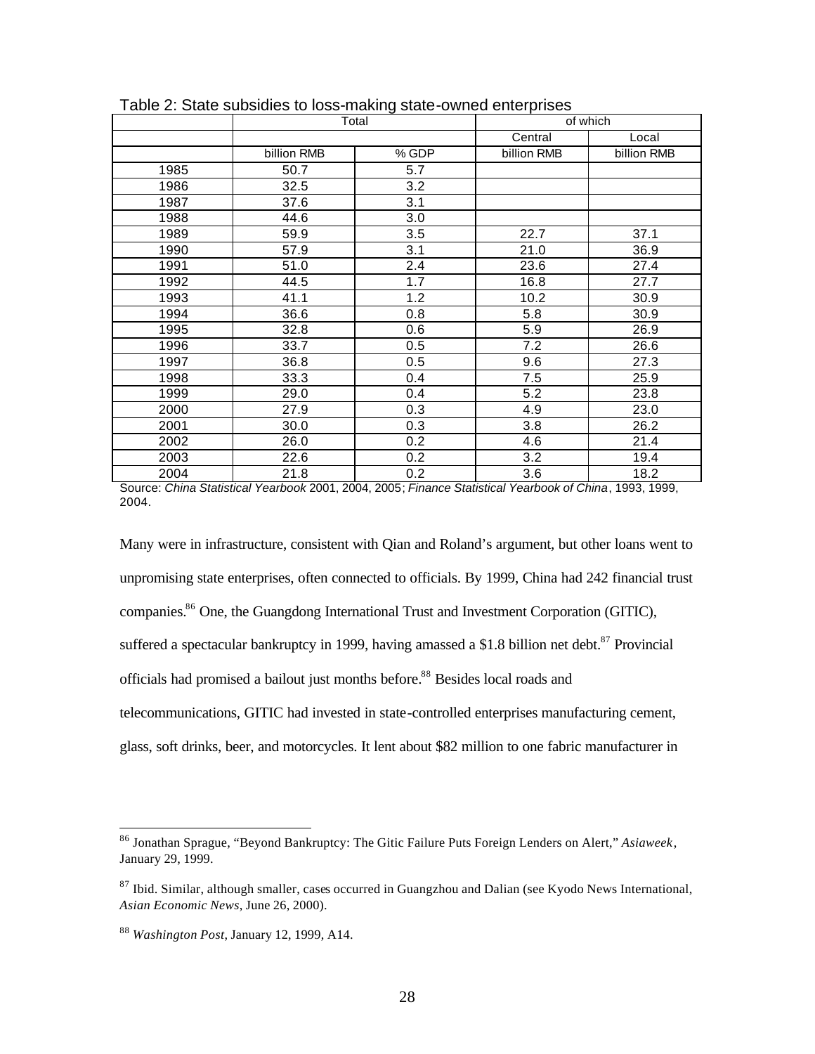Table 2: State subsidies to loss-making state-owned enterprises

| | Total | | of which | |
|---|---|---|---|---|
| | | | Central | Local |
| | billion RMB | % GDP | billion RMB | billion RMB |
| 1985 | 50.7 | 5.7 | | |
| 1986 | 32.5 | 3.2 | | |
| 1987 | 37.6 | 3.1 | | |
| 1988 | 44.6 | 3.0 | | |
| 1989 | 59.9 | 3.5 | 22.7 | 37.1 |
| 1990 | 57.9 | 3.1 | 21.0 | 36.9 |
| 1991 | 51.0 | 2.4 | 23.6 | 27.4 |
| 1992 | 44.5 | 1.7 | 16.8 | 27.7 |
| 1993 | 41.1 | 1.2 | 10.2 | 30.9 |
| 1994 | 36.6 | 0.8 | 5.8 | 30.9 |
| 1995 | 32.8 | 0.6 | 5.9 | 26.9 |
| 1996 | 33.7 | 0.5 | 7.2 | 26.6 |
| 1997 | 36.8 | 0.5 | 9.6 | 27.3 |
| 1998 | 33.3 | 0.4 | 7.5 | 25.9 |
| 1999 | 29.0 | 0.4 | 5.2 | 23.8 |
| 2000 | 27.9 | 0.3 | 4.9 | 23.0 |
| 2001 | 30.0 | 0.3 | 3.8 | 26.2 |
| 2002 | 26.0 | 0.2 | 4.6 | 21.4 |
| 2003 | 22.6 | 0.2 | 3.2 | 19.4 |
| 2004 | 21.8 | 0.2 | 3.6 | 18.2 |

Source: *China Statistical Yearbook* 2001, 2004, 2005; *Finance Statistical Yearbook of China*, 1993, 1999, 2004.

Many were in infrastructure, consistent with Qian and Roland's argument, but other loans went to unpromising state enterprises, often connected to officials. By 1999, China had 242 financial trust companies.[86] One, the Guangdong International Trust and Investment Corporation (GITIC), suffered a spectacular bankruptcy in 1999, having amassed a $1.8 billion net debt.[87] Provincial officials had promised a bailout just months before.[88] Besides local roads and telecommunications, GITIC had invested in state-controlled enterprises manufacturing cement, glass, soft drinks, beer, and motorcycles. It lent about $82 million to one fabric manufacturer in

[86] Jonathan Sprague, "Beyond Bankruptcy: The Gitic Failure Puts Foreign Lenders on Alert," *Asiaweek*, January 29, 1999.

[87] Ibid. Similar, although smaller, cases occurred in Guangzhou and Dalian (see Kyodo News International, *Asian Economic News*, June 26, 2000).

[88] *Washington Post*, January 12, 1999, A14.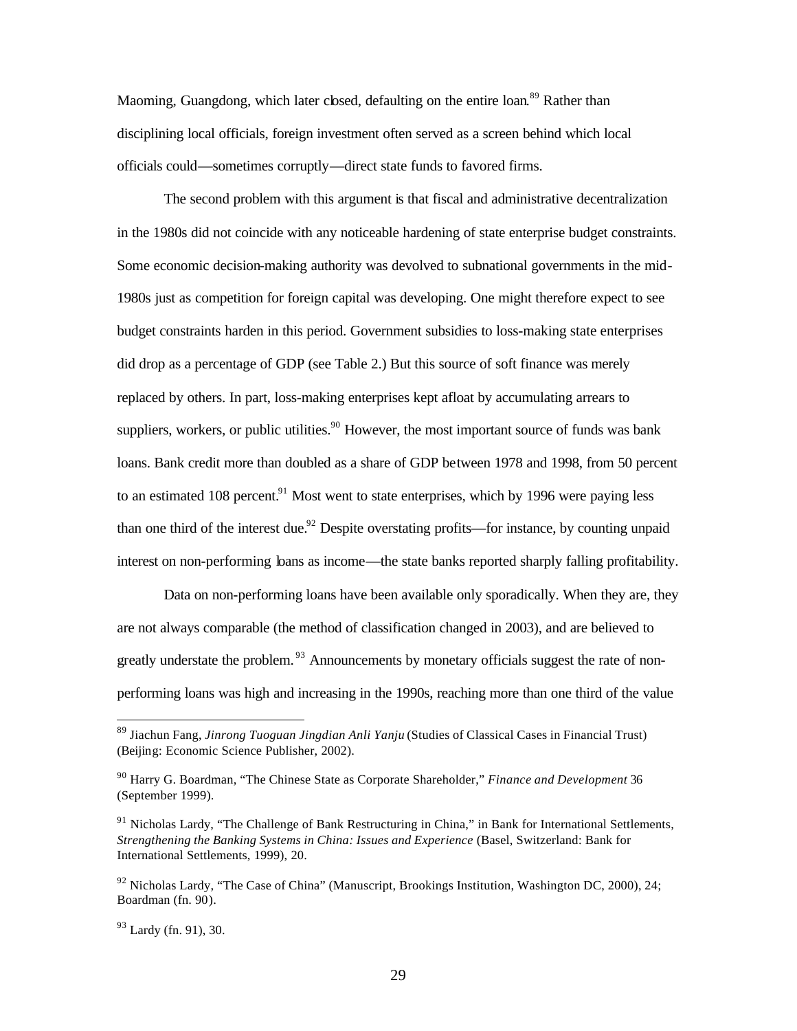Maoming, Guangdong, which later closed, defaulting on the entire loan.[89] Rather than disciplining local officials, foreign investment often served as a screen behind which local officials could—sometimes corruptly—direct state funds to favored firms.

The second problem with this argument is that fiscal and administrative decentralization in the 1980s did not coincide with any noticeable hardening of state enterprise budget constraints. Some economic decision-making authority was devolved to subnational governments in the mid-1980s just as competition for foreign capital was developing. One might therefore expect to see budget constraints harden in this period. Government subsidies to loss-making state enterprises did drop as a percentage of GDP (see Table 2.) But this source of soft finance was merely replaced by others. In part, loss-making enterprises kept afloat by accumulating arrears to suppliers, workers, or public utilities.[90] However, the most important source of funds was bank loans. Bank credit more than doubled as a share of GDP between 1978 and 1998, from 50 percent to an estimated 108 percent.[91] Most went to state enterprises, which by 1996 were paying less than one third of the interest due.[92] Despite overstating profits—for instance, by counting unpaid interest on non-performing loans as income—the state banks reported sharply falling profitability.

Data on non-performing loans have been available only sporadically. When they are, they are not always comparable (the method of classification changed in 2003), and are believed to greatly understate the problem.[93] Announcements by monetary officials suggest the rate of non-performing loans was high and increasing in the 1990s, reaching more than one third of the value

---

[89] Jiachun Fang, *Jinrong Tuoguan Jingdian Anli Yanju* (Studies of Classical Cases in Financial Trust) (Beijing: Economic Science Publisher, 2002).

[90] Harry G. Boardman, "The Chinese State as Corporate Shareholder," *Finance and Development* 36 (September 1999).

[91] Nicholas Lardy, "The Challenge of Bank Restructuring in China," in Bank for International Settlements, *Strengthening the Banking Systems in China: Issues and Experience* (Basel, Switzerland: Bank for International Settlements, 1999), 20.

[92] Nicholas Lardy, "The Case of China" (Manuscript, Brookings Institution, Washington DC, 2000), 24; Boardman (fn. 90).

[93] Lardy (fn. 91), 30.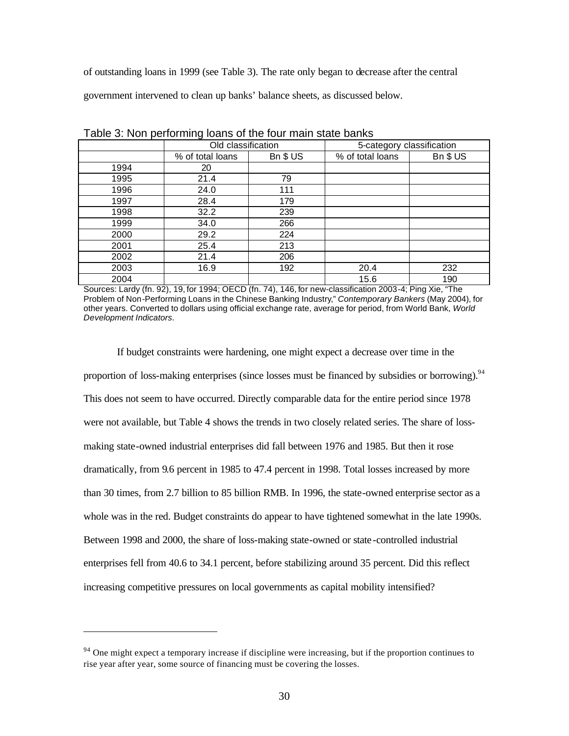of outstanding loans in 1999 (see Table 3). The rate only began to decrease after the central government intervened to clean up banks' balance sheets, as discussed below.

Table 3: Non performing loans of the four main state banks

| | Old classification | | 5-category classification | |
|---|---|---|---|---|
| | % of total loans | Bn $ US | % of total loans | Bn $ US |
| 1994 | 20 | | | |
| 1995 | 21.4 | 79 | | |
| 1996 | 24.0 | 111 | | |
| 1997 | 28.4 | 179 | | |
| 1998 | 32.2 | 239 | | |
| 1999 | 34.0 | 266 | | |
| 2000 | 29.2 | 224 | | |
| 2001 | 25.4 | 213 | | |
| 2002 | 21.4 | 206 | | |
| 2003 | 16.9 | 192 | 20.4 | 232 |
| 2004 | | | 15.6 | 190 |

Sources: Lardy (fn. 92), 19, for 1994; OECD (fn. 74), 146, for new-classification 2003-4; Ping Xie, "The Problem of Non-Performing Loans in the Chinese Banking Industry," *Contemporary Bankers* (May 2004), for other years. Converted to dollars using official exchange rate, average for period, from World Bank, *World Development Indicators*.

If budget constraints were hardening, one might expect a decrease over time in the proportion of loss-making enterprises (since losses must be financed by subsidies or borrowing).[94] This does not seem to have occurred. Directly comparable data for the entire period since 1978 were not available, but Table 4 shows the trends in two closely related series. The share of loss-making state-owned industrial enterprises did fall between 1976 and 1985. But then it rose dramatically, from 9.6 percent in 1985 to 47.4 percent in 1998. Total losses increased by more than 30 times, from 2.7 billion to 85 billion RMB. In 1996, the state-owned enterprise sector as a whole was in the red. Budget constraints do appear to have tightened somewhat in the late 1990s. Between 1998 and 2000, the share of loss-making state-owned or state-controlled industrial enterprises fell from 40.6 to 34.1 percent, before stabilizing around 35 percent. Did this reflect increasing competitive pressures on local governments as capital mobility intensified?

[94] One might expect a temporary increase if discipline were increasing, but if the proportion continues to rise year after year, some source of financing must be covering the losses.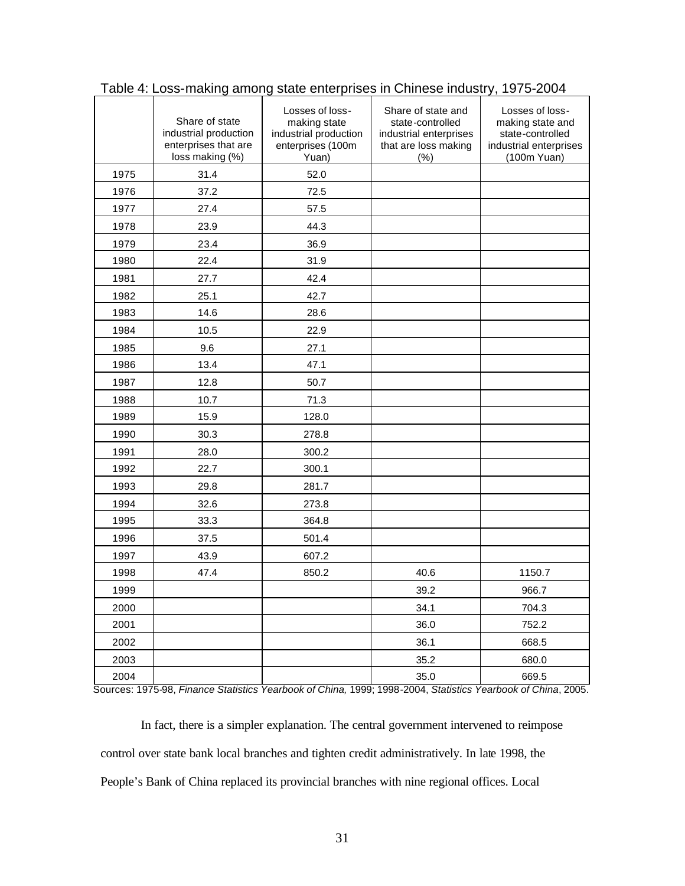Table 4: Loss-making among state enterprises in Chinese industry, 1975-2004

| | Share of state industrial production enterprises that are loss making (%) | Losses of loss-making state industrial production enterprises (100m Yuan) | Share of state and state-controlled industrial enterprises that are loss making (%) | Losses of loss-making state and state-controlled industrial enterprises (100m Yuan) |
|---|---|---|---|---|
| 1975 | 31.4 | 52.0 | | |
| 1976 | 37.2 | 72.5 | | |
| 1977 | 27.4 | 57.5 | | |
| 1978 | 23.9 | 44.3 | | |
| 1979 | 23.4 | 36.9 | | |
| 1980 | 22.4 | 31.9 | | |
| 1981 | 27.7 | 42.4 | | |
| 1982 | 25.1 | 42.7 | | |
| 1983 | 14.6 | 28.6 | | |
| 1984 | 10.5 | 22.9 | | |
| 1985 | 9.6 | 27.1 | | |
| 1986 | 13.4 | 47.1 | | |
| 1987 | 12.8 | 50.7 | | |
| 1988 | 10.7 | 71.3 | | |
| 1989 | 15.9 | 128.0 | | |
| 1990 | 30.3 | 278.8 | | |
| 1991 | 28.0 | 300.2 | | |
| 1992 | 22.7 | 300.1 | | |
| 1993 | 29.8 | 281.7 | | |
| 1994 | 32.6 | 273.8 | | |
| 1995 | 33.3 | 364.8 | | |
| 1996 | 37.5 | 501.4 | | |
| 1997 | 43.9 | 607.2 | | |
| 1998 | 47.4 | 850.2 | 40.6 | 1150.7 |
| 1999 | | | 39.2 | 966.7 |
| 2000 | | | 34.1 | 704.3 |
| 2001 | | | 36.0 | 752.2 |
| 2002 | | | 36.1 | 668.5 |
| 2003 | | | 35.2 | 680.0 |
| 2004 | | | 35.0 | 669.5 |

Sources: 1975-98, *Finance Statistics Yearbook of China,* 1999; 1998-2004, *Statistics Yearbook of China*, 2005.

In fact, there is a simpler explanation. The central government intervened to reimpose control over state bank local branches and tighten credit administratively. In late 1998, the People's Bank of China replaced its provincial branches with nine regional offices. Local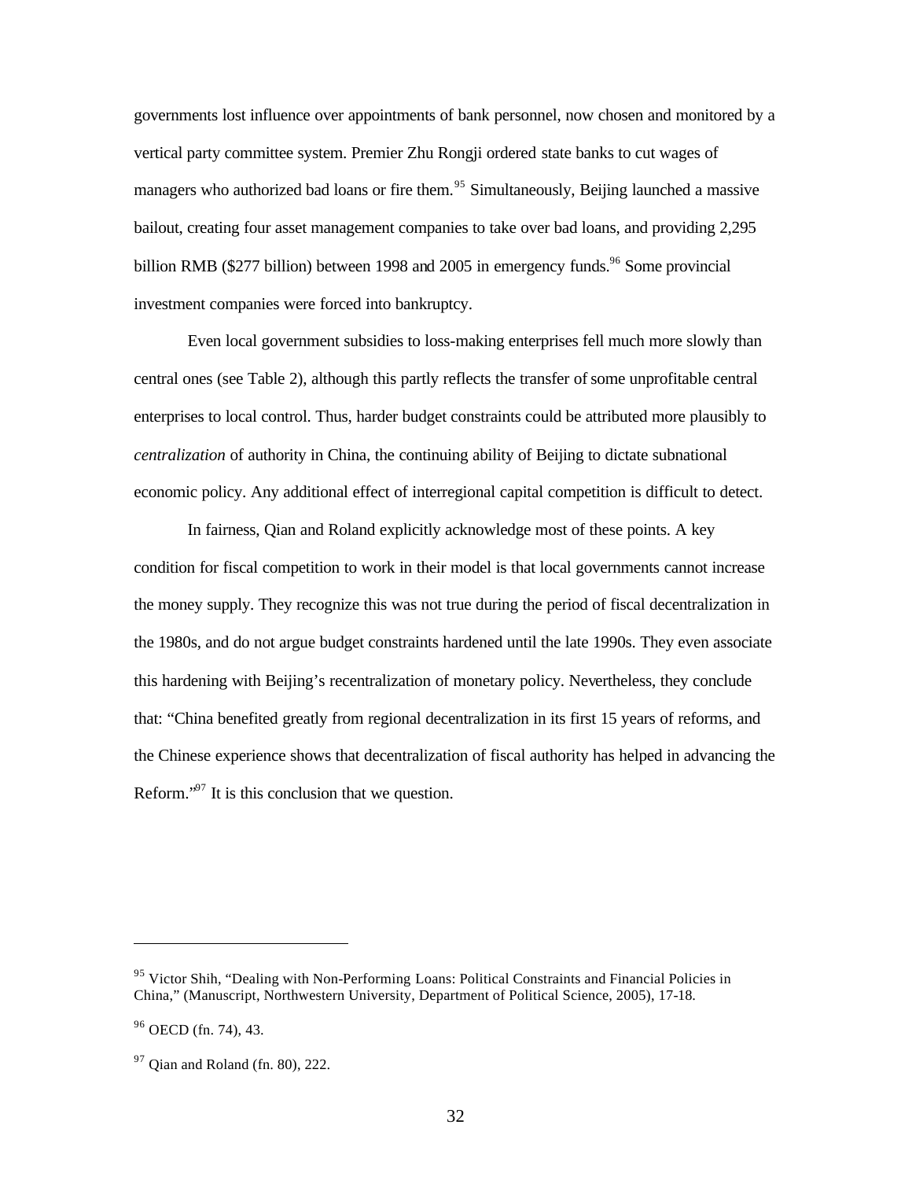governments lost influence over appointments of bank personnel, now chosen and monitored by a vertical party committee system. Premier Zhu Rongji ordered state banks to cut wages of managers who authorized bad loans or fire them.[95] Simultaneously, Beijing launched a massive bailout, creating four asset management companies to take over bad loans, and providing 2,295 billion RMB ($277 billion) between 1998 and 2005 in emergency funds.[96] Some provincial investment companies were forced into bankruptcy.

Even local government subsidies to loss-making enterprises fell much more slowly than central ones (see Table 2), although this partly reflects the transfer of some unprofitable central enterprises to local control. Thus, harder budget constraints could be attributed more plausibly to *centralization* of authority in China, the continuing ability of Beijing to dictate subnational economic policy. Any additional effect of interregional capital competition is difficult to detect.

In fairness, Qian and Roland explicitly acknowledge most of these points. A key condition for fiscal competition to work in their model is that local governments cannot increase the money supply. They recognize this was not true during the period of fiscal decentralization in the 1980s, and do not argue budget constraints hardened until the late 1990s. They even associate this hardening with Beijing's recentralization of monetary policy. Nevertheless, they conclude that: "China benefited greatly from regional decentralization in its first 15 years of reforms, and the Chinese experience shows that decentralization of fiscal authority has helped in advancing the Reform."[97] It is this conclusion that we question.

---

[95] Victor Shih, "Dealing with Non-Performing Loans: Political Constraints and Financial Policies in China," (Manuscript, Northwestern University, Department of Political Science, 2005), 17-18.

[96] OECD (fn. 74), 43.

[97] Qian and Roland (fn. 80), 222.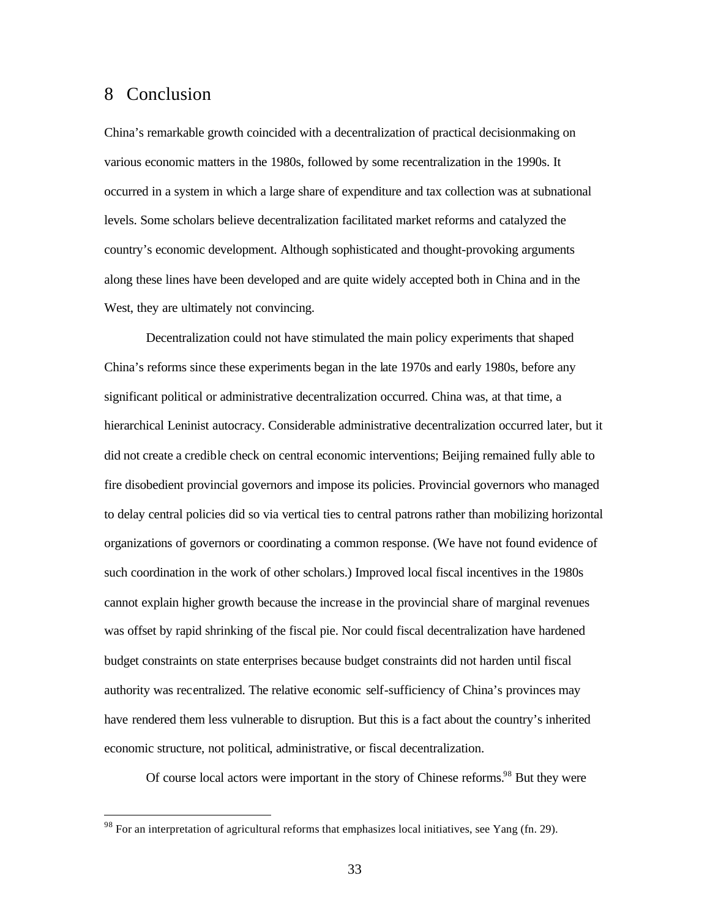## 8 Conclusion

China's remarkable growth coincided with a decentralization of practical decisionmaking on various economic matters in the 1980s, followed by some recentralization in the 1990s. It occurred in a system in which a large share of expenditure and tax collection was at subnational levels. Some scholars believe decentralization facilitated market reforms and catalyzed the country's economic development. Although sophisticated and thought-provoking arguments along these lines have been developed and are quite widely accepted both in China and in the West, they are ultimately not convincing.

Decentralization could not have stimulated the main policy experiments that shaped China's reforms since these experiments began in the late 1970s and early 1980s, before any significant political or administrative decentralization occurred. China was, at that time, a hierarchical Leninist autocracy. Considerable administrative decentralization occurred later, but it did not create a credible check on central economic interventions; Beijing remained fully able to fire disobedient provincial governors and impose its policies. Provincial governors who managed to delay central policies did so via vertical ties to central patrons rather than mobilizing horizontal organizations of governors or coordinating a common response. (We have not found evidence of such coordination in the work of other scholars.) Improved local fiscal incentives in the 1980s cannot explain higher growth because the increase in the provincial share of marginal revenues was offset by rapid shrinking of the fiscal pie. Nor could fiscal decentralization have hardened budget constraints on state enterprises because budget constraints did not harden until fiscal authority was recentralized. The relative economic self-sufficiency of China's provinces may have rendered them less vulnerable to disruption. But this is a fact about the country's inherited economic structure, not political, administrative, or fiscal decentralization.

Of course local actors were important in the story of Chinese reforms.[98] But they were

[98] For an interpretation of agricultural reforms that emphasizes local initiatives, see Yang (fn. 29).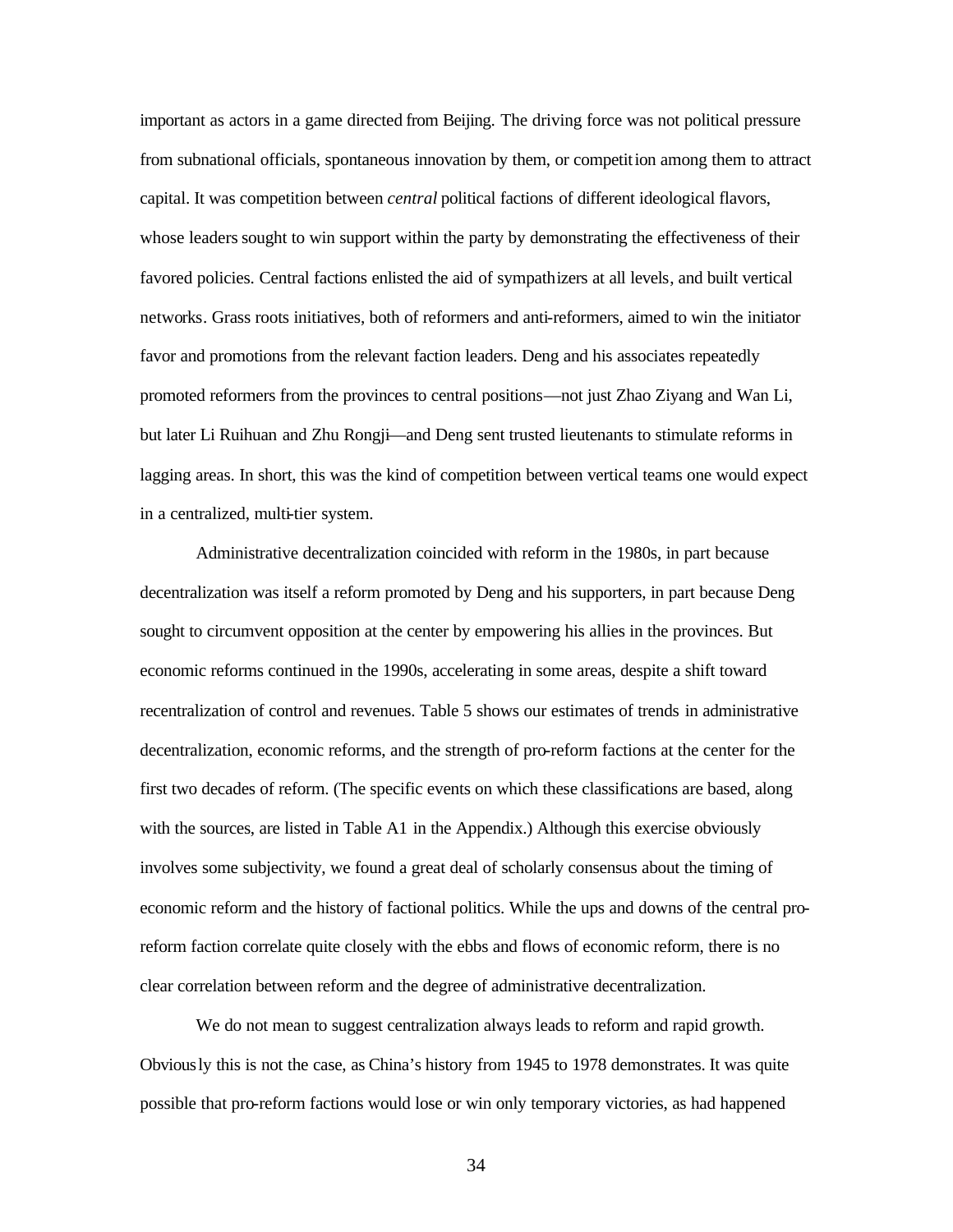important as actors in a game directed from Beijing. The driving force was not political pressure from subnational officials, spontaneous innovation by them, or competition among them to attract capital. It was competition between *central* political factions of different ideological flavors, whose leaders sought to win support within the party by demonstrating the effectiveness of their favored policies. Central factions enlisted the aid of sympathizers at all levels, and built vertical networks. Grass roots initiatives, both of reformers and anti-reformers, aimed to win the initiator favor and promotions from the relevant faction leaders. Deng and his associates repeatedly promoted reformers from the provinces to central positions—not just Zhao Ziyang and Wan Li, but later Li Ruihuan and Zhu Rongji—and Deng sent trusted lieutenants to stimulate reforms in lagging areas. In short, this was the kind of competition between vertical teams one would expect in a centralized, multi-tier system.

Administrative decentralization coincided with reform in the 1980s, in part because decentralization was itself a reform promoted by Deng and his supporters, in part because Deng sought to circumvent opposition at the center by empowering his allies in the provinces. But economic reforms continued in the 1990s, accelerating in some areas, despite a shift toward recentralization of control and revenues. Table 5 shows our estimates of trends in administrative decentralization, economic reforms, and the strength of pro-reform factions at the center for the first two decades of reform. (The specific events on which these classifications are based, along with the sources, are listed in Table A1 in the Appendix.) Although this exercise obviously involves some subjectivity, we found a great deal of scholarly consensus about the timing of economic reform and the history of factional politics. While the ups and downs of the central pro-reform faction correlate quite closely with the ebbs and flows of economic reform, there is no clear correlation between reform and the degree of administrative decentralization.

We do not mean to suggest centralization always leads to reform and rapid growth. Obviously this is not the case, as China's history from 1945 to 1978 demonstrates. It was quite possible that pro-reform factions would lose or win only temporary victories, as had happened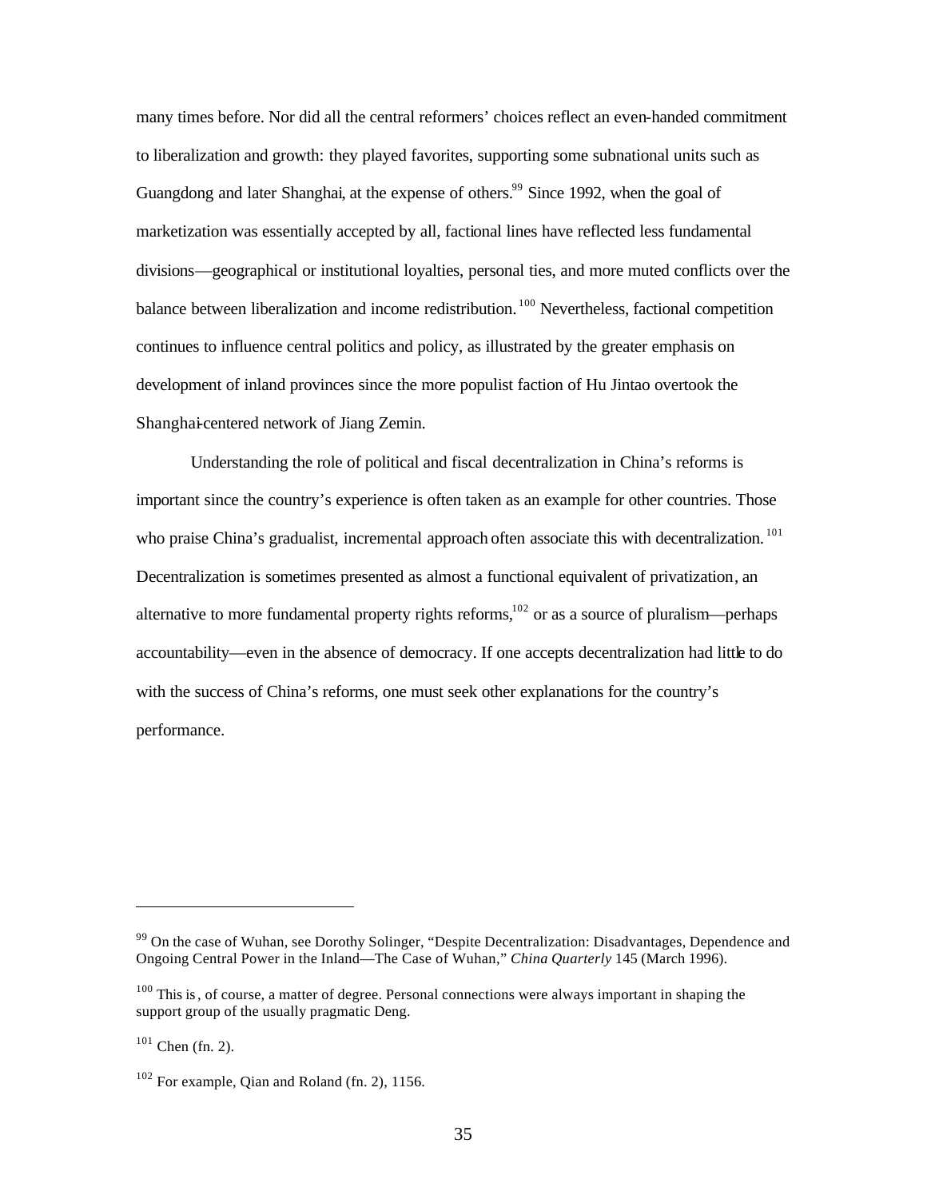many times before. Nor did all the central reformers' choices reflect an even-handed commitment to liberalization and growth: they played favorites, supporting some subnational units such as Guangdong and later Shanghai, at the expense of others.[99] Since 1992, when the goal of marketization was essentially accepted by all, factional lines have reflected less fundamental divisions—geographical or institutional loyalties, personal ties, and more muted conflicts over the balance between liberalization and income redistribution.[100] Nevertheless, factional competition continues to influence central politics and policy, as illustrated by the greater emphasis on development of inland provinces since the more populist faction of Hu Jintao overtook the Shanghai-centered network of Jiang Zemin.

Understanding the role of political and fiscal decentralization in China's reforms is important since the country's experience is often taken as an example for other countries. Those who praise China's gradualist, incremental approach often associate this with decentralization.[101] Decentralization is sometimes presented as almost a functional equivalent of privatization, an alternative to more fundamental property rights reforms,[102] or as a source of pluralism—perhaps accountability—even in the absence of democracy. If one accepts decentralization had little to do with the success of China's reforms, one must seek other explanations for the country's performance.

---

[99] On the case of Wuhan, see Dorothy Solinger, "Despite Decentralization: Disadvantages, Dependence and Ongoing Central Power in the Inland—The Case of Wuhan," *China Quarterly* 145 (March 1996).

[100] This is, of course, a matter of degree. Personal connections were always important in shaping the support group of the usually pragmatic Deng.

[101] Chen (fn. 2).

[102] For example, Qian and Roland (fn. 2), 1156.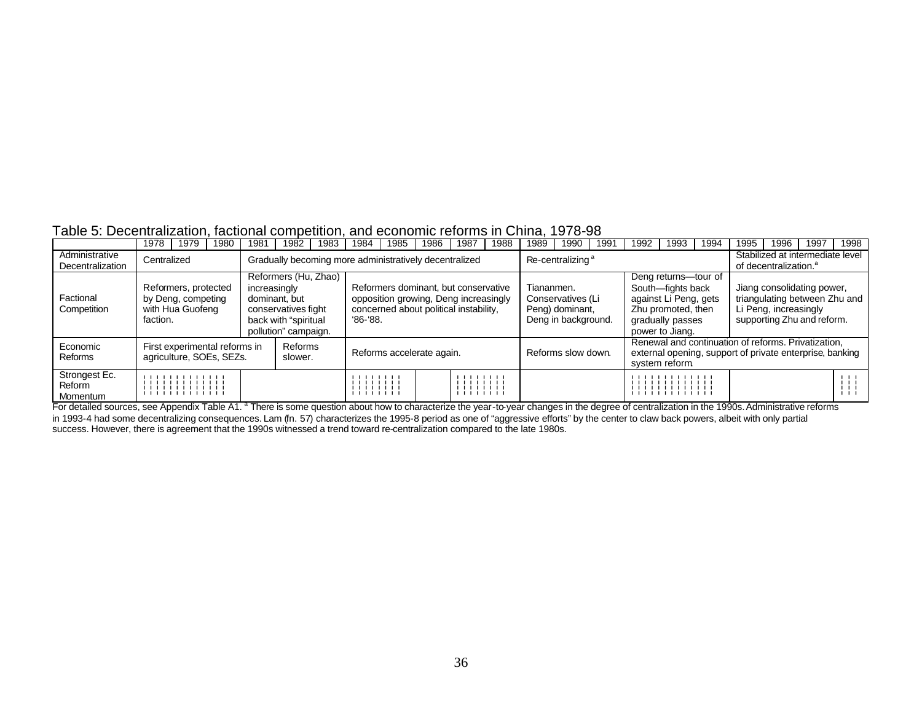Table 5: Decentralization, factional competition, and economic reforms in China, 1978-98

| | 1978 | 1979 | 1980 | 1981 | 1982 | 1983 | 1984 | 1985 | 1986 | 1987 | 1988 | 1989 | 1990 | 1991 | 1992 | 1993 | 1994 | 1995 | 1996 | 1997 | 1998 |
|---|---|---|---|---|---|---|---|---|---|---|---|---|---|---|---|---|---|---|---|---|---|
| Administrative Decentralization | Centralized | | | Gradually becoming more administratively decentralized | | | | | | | | Re-centralizing [a] | | | | | | Stabilized at intermediate level of decentralization.[a] | | | |
| Factional Competition | Reformers, protected by Deng, competing with Hua Guofeng faction. | | | Reformers (Hu, Zhao) increasingly dominant, but conservatives fight back with "spiritual pollution" campaign. | | | Reformers dominant, but conservative opposition growing, Deng increasingly concerned about political instability, '86-'88. | | | | | Tiananmen. Conservatives (Li Peng) dominant, Deng in background. | | | Deng returns—tour of South—fights back against Li Peng, gets Zhu promoted, then gradually passes power to Jiang. | | | Jiang consolidating power, triangulating between Zhu and Li Peng, increasingly supporting Zhu and reform. | | | |
| Economic Reforms | First experimental reforms in agriculture, SOEs, SEZs. | | | | Reforms slower. | | Reforms accelerate again. | | | | | Reforms slow down. | | | Renewal and continuation of reforms. Privatization, external opening, support of private enterprise, banking system reform. | | | | | | |
| Strongest Ec. Reform Momentum | ¦¦¦¦¦¦¦¦¦¦¦¦¦ | | | | | | ¦¦¦¦¦¦¦¦ | | | ¦¦¦¦¦¦¦¦ | | | | | ¦¦¦¦¦¦¦¦¦¦¦¦¦ | | | | | | ¦¦¦ |

For detailed sources, see Appendix Table A1. [a] There is some question about how to characterize the year-to-year changes in the degree of centralization in the 1990s. Administrative reforms in 1993-4 had some decentralizing consequences. Lam (fn. 57) characterizes the 1995-8 period as one of "aggressive efforts" by the center to claw back powers, albeit with only partial success. However, there is agreement that the 1990s witnessed a trend toward re-centralization compared to the late 1980s.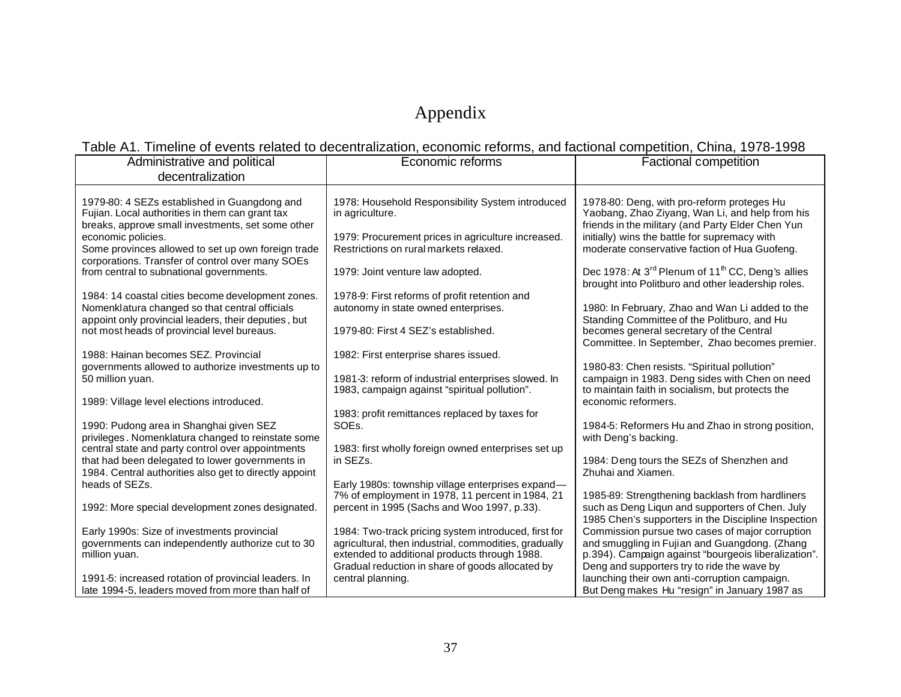# Appendix

Table A1. Timeline of events related to decentralization, economic reforms, and factional competition, China, 1978-1998

| Administrative and political decentralization | Economic reforms | Factional competition |
|---|---|---|
| 1979-80: 4 SEZs established in Guangdong and Fujian. Local authorities in them can grant tax breaks, approve small investments, set some other economic policies.<br>Some provinces allowed to set up own foreign trade corporations. Transfer of control over many SOEs from central to subnational governments.<br><br>1984: 14 coastal cities become development zones. Nomenklatura changed so that central officials appoint only provincial leaders, their deputies, but not most heads of provincial level bureaus.<br><br>1988: Hainan becomes SEZ. Provincial governments allowed to authorize investments up to 50 million yuan.<br><br>1989: Village level elections introduced.<br><br>1990: Pudong area in Shanghai given SEZ privileges. Nomenklatura changed to reinstate some central state and party control over appointments that had been delegated to lower governments in 1984. Central authorities also get to directly appoint heads of SEZs.<br><br>1992: More special development zones designated.<br><br>Early 1990s: Size of investments provincial governments can independently authorize cut to 30 million yuan.<br><br>1991-5: increased rotation of provincial leaders. In late 1994-5, leaders moved from more than half of | 1978: Household Responsibility System introduced in agriculture.<br><br>1979: Procurement prices in agriculture increased. Restrictions on rural markets relaxed.<br><br>1979: Joint venture law adopted.<br><br>1978-9: First reforms of profit retention and autonomy in state owned enterprises.<br><br>1979-80: First 4 SEZ's established.<br><br>1982: First enterprise shares issued.<br><br>1981-3: reform of industrial enterprises slowed. In 1983, campaign against "spiritual pollution".<br><br>1983: profit remittances replaced by taxes for SOEs.<br><br>1983: first wholly foreign owned enterprises set up in SEZs.<br><br>Early 1980s: township village enterprises expand—7% of employment in 1978, 11 percent in 1984, 21 percent in 1995 (Sachs and Woo 1997, p.33).<br><br>1984: Two-track pricing system introduced, first for agricultural, then industrial, commodities, gradually extended to additional products through 1988. Gradual reduction in share of goods allocated by central planning. | 1978-80: Deng, with pro-reform proteges Hu Yaobang, Zhao Ziyang, Wan Li, and help from his friends in the military (and Party Elder Chen Yun initially) wins the battle for supremacy with moderate conservative faction of Hua Guofeng.<br><br>Dec 1978: At 3rd Plenum of 11th CC, Deng's allies brought into Politburo and other leadership roles.<br><br>1980: In February, Zhao and Wan Li added to the Standing Committee of the Politburo, and Hu becomes general secretary of the Central Committee. In September, Zhao becomes premier.<br><br>1980-83: Chen resists. "Spiritual pollution" campaign in 1983. Deng sides with Chen on need to maintain faith in socialism, but protects the economic reformers.<br><br>1984-5: Reformers Hu and Zhao in strong position, with Deng's backing.<br><br>1984: Deng tours the SEZs of Shenzhen and Zhuhai and Xiamen.<br><br>1985-89: Strengthening backlash from hardliners such as Deng Liqun and supporters of Chen. July 1985 Chen's supporters in the Discipline Inspection Commission pursue two cases of major corruption and smuggling in Fujian and Guangdong. (Zhang p.394). Campaign against "bourgeois liberalization". Deng and supporters try to ride the wave by launching their own anti-corruption campaign. But Deng makes Hu "resign" in January 1987 as |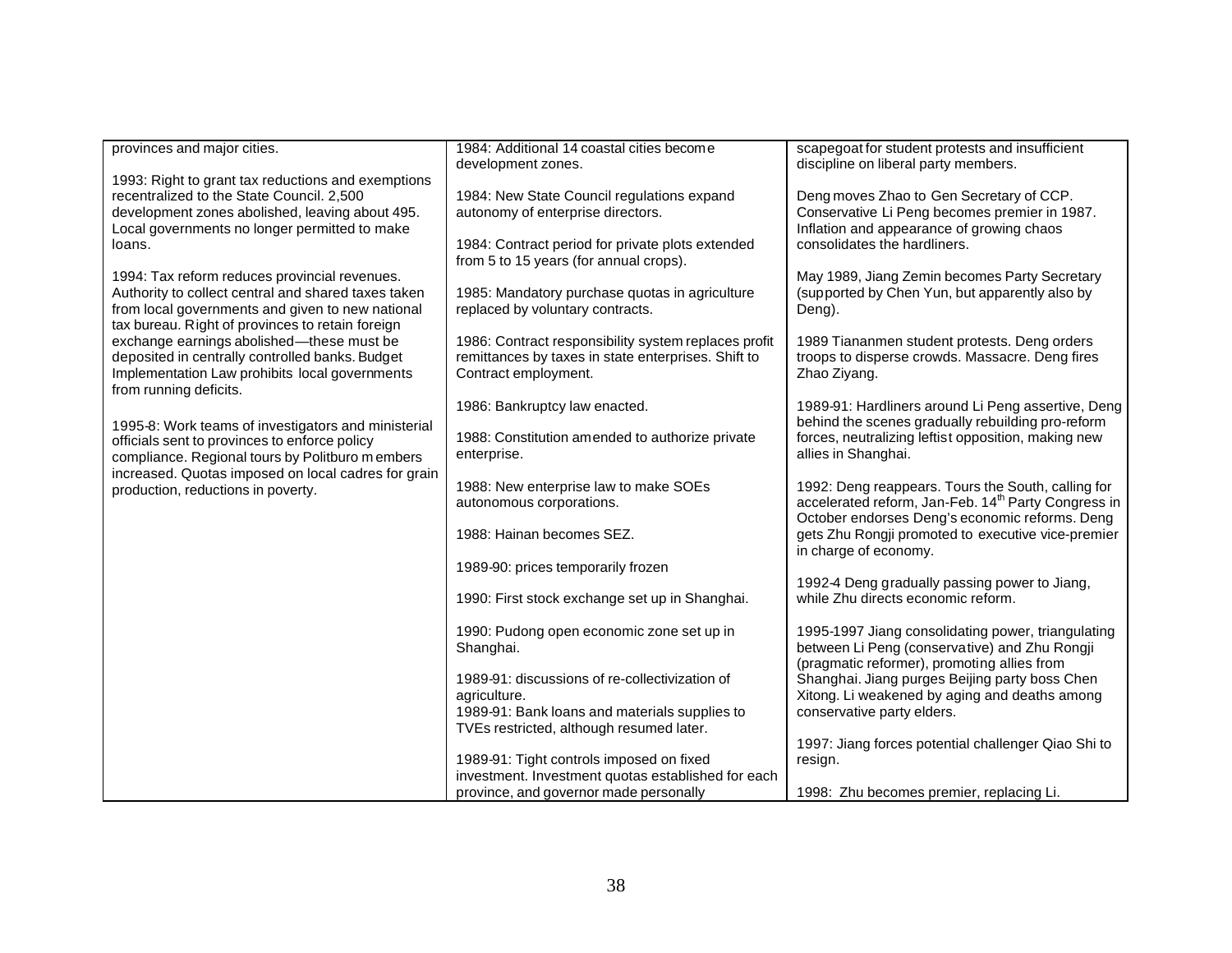| | | |
|---|---|---|
| provinces and major cities.<br><br>1993: Right to grant tax reductions and exemptions recentralized to the State Council. 2,500 development zones abolished, leaving about 495. Local governments no longer permitted to make loans.<br><br>1994: Tax reform reduces provincial revenues. Authority to collect central and shared taxes taken from local governments and given to new national tax bureau. Right of provinces to retain foreign exchange earnings abolished—these must be deposited in centrally controlled banks. Budget Implementation Law prohibits local governments from running deficits.<br><br>1995-8: Work teams of investigators and ministerial officials sent to provinces to enforce policy compliance. Regional tours by Politburo members increased. Quotas imposed on local cadres for grain production, reductions in poverty. | 1984: Additional 14 coastal cities become development zones.<br><br>1984: New State Council regulations expand autonomy of enterprise directors.<br><br>1984: Contract period for private plots extended from 5 to 15 years (for annual crops).<br><br>1985: Mandatory purchase quotas in agriculture replaced by voluntary contracts.<br><br>1986: Contract responsibility system replaces profit remittances by taxes in state enterprises. Shift to Contract employment.<br><br>1986: Bankruptcy law enacted.<br><br>1988: Constitution amended to authorize private enterprise.<br><br>1988: New enterprise law to make SOEs autonomous corporations.<br><br>1988: Hainan becomes SEZ.<br><br>1989-90: prices temporarily frozen<br><br>1990: First stock exchange set up in Shanghai.<br><br>1990: Pudong open economic zone set up in Shanghai.<br><br>1989-91: discussions of re-collectivization of agriculture.<br>1989-91: Bank loans and materials supplies to TVEs restricted, although resumed later.<br><br>1989-91: Tight controls imposed on fixed investment. Investment quotas established for each province, and governor made personally | scapegoat for student protests and insufficient discipline on liberal party members.<br><br>Deng moves Zhao to Gen Secretary of CCP. Conservative Li Peng becomes premier in 1987. Inflation and appearance of growing chaos consolidates the hardliners.<br><br>May 1989, Jiang Zemin becomes Party Secretary (supported by Chen Yun, but apparently also by Deng).<br><br>1989 Tiananmen student protests. Deng orders troops to disperse crowds. Massacre. Deng fires Zhao Ziyang.<br><br>1989-91: Hardliners around Li Peng assertive, Deng behind the scenes gradually rebuilding pro-reform forces, neutralizing leftist opposition, making new allies in Shanghai.<br><br>1992: Deng reappears. Tours the South, calling for accelerated reform, Jan-Feb. 14th Party Congress in October endorses Deng's economic reforms. Deng gets Zhu Rongji promoted to executive vice-premier in charge of economy.<br><br>1992-4 Deng gradually passing power to Jiang, while Zhu directs economic reform.<br><br>1995-1997 Jiang consolidating power, triangulating between Li Peng (conservative) and Zhu Rongji (pragmatic reformer), promoting allies from Shanghai. Jiang purges Beijing party boss Chen Xitong. Li weakened by aging and deaths among conservative party elders.<br><br>1997: Jiang forces potential challenger Qiao Shi to resign.<br><br>1998: Zhu becomes premier, replacing Li. |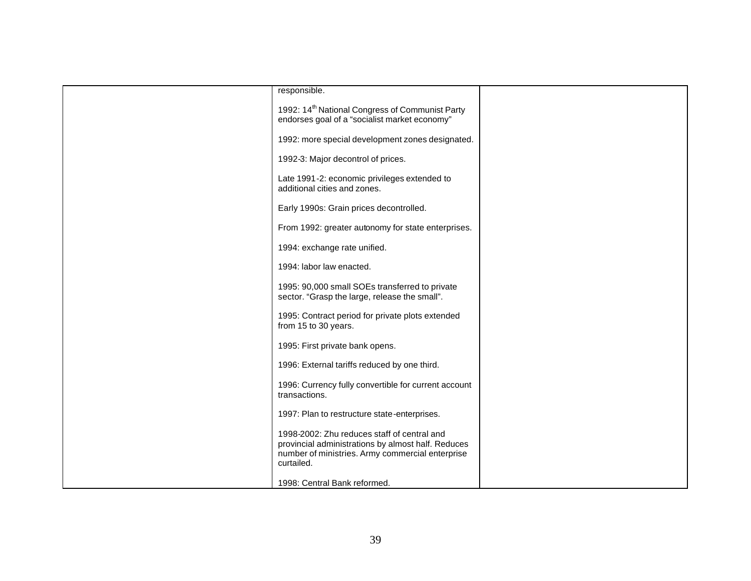|  | responsible.<br><br>1992: 14th National Congress of Communist Party endorses goal of a "socialist market economy"<br><br>1992: more special development zones designated.<br><br>1992-3: Major decontrol of prices.<br><br>Late 1991-2: economic privileges extended to additional cities and zones.<br><br>Early 1990s: Grain prices decontrolled.<br><br>From 1992: greater autonomy for state enterprises.<br><br>1994: exchange rate unified.<br><br>1994: labor law enacted.<br><br>1995: 90,000 small SOEs transferred to private sector. "Grasp the large, release the small".<br><br>1995: Contract period for private plots extended from 15 to 30 years.<br><br>1995: First private bank opens.<br><br>1996: External tariffs reduced by one third.<br><br>1996: Currency fully convertible for current account transactions.<br><br>1997: Plan to restructure state-enterprises.<br><br>1998-2002: Zhu reduces staff of central and provincial administrations by almost half. Reduces number of ministries. Army commercial enterprise curtailed.<br><br>1998: Central Bank reformed. |  |
|---|---|---|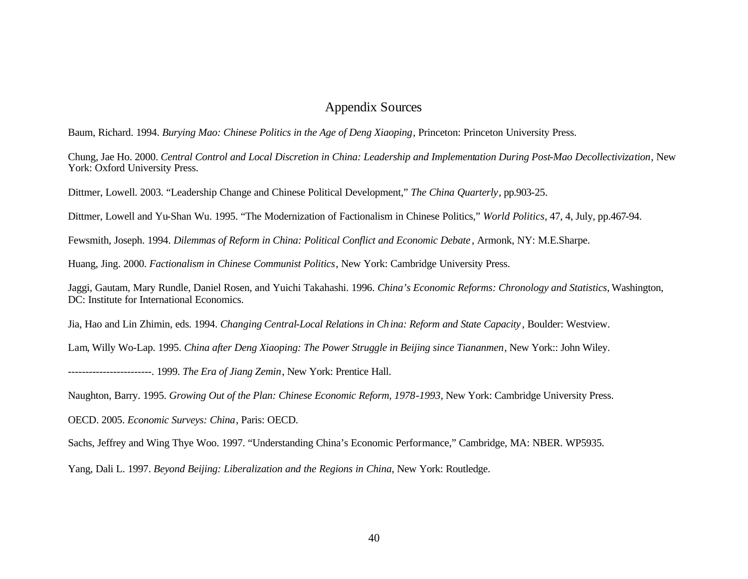## Appendix Sources

Baum, Richard. 1994. *Burying Mao: Chinese Politics in the Age of Deng Xiaoping*, Princeton: Princeton University Press.

Chung, Jae Ho. 2000. *Central Control and Local Discretion in China: Leadership and Implementation During Post-Mao Decollectivization*, New York: Oxford University Press.

Dittmer, Lowell. 2003. "Leadership Change and Chinese Political Development," *The China Quarterly*, pp.903-25.

Dittmer, Lowell and Yu-Shan Wu. 1995. "The Modernization of Factionalism in Chinese Politics," *World Politics*, 47, 4, July, pp.467-94.

Fewsmith, Joseph. 1994. *Dilemmas of Reform in China: Political Conflict and Economic Debate*, Armonk, NY: M.E.Sharpe.

Huang, Jing. 2000. *Factionalism in Chinese Communist Politics*, New York: Cambridge University Press.

Jaggi, Gautam, Mary Rundle, Daniel Rosen, and Yuichi Takahashi. 1996. *China's Economic Reforms: Chronology and Statistics*, Washington, DC: Institute for International Economics.

Jia, Hao and Lin Zhimin, eds. 1994. *Changing Central-Local Relations in China: Reform and State Capacity*, Boulder: Westview.

Lam, Willy Wo-Lap. 1995. *China after Deng Xiaoping: The Power Struggle in Beijing since Tiananmen*, New York:: John Wiley.

------------------------. 1999. *The Era of Jiang Zemin*, New York: Prentice Hall.

Naughton, Barry. 1995. *Growing Out of the Plan: Chinese Economic Reform, 1978-1993*, New York: Cambridge University Press.

OECD. 2005. *Economic Surveys: China*, Paris: OECD.

Sachs, Jeffrey and Wing Thye Woo. 1997. "Understanding China's Economic Performance," Cambridge, MA: NBER. WP5935.

Yang, Dali L. 1997. *Beyond Beijing: Liberalization and the Regions in China*, New York: Routledge.